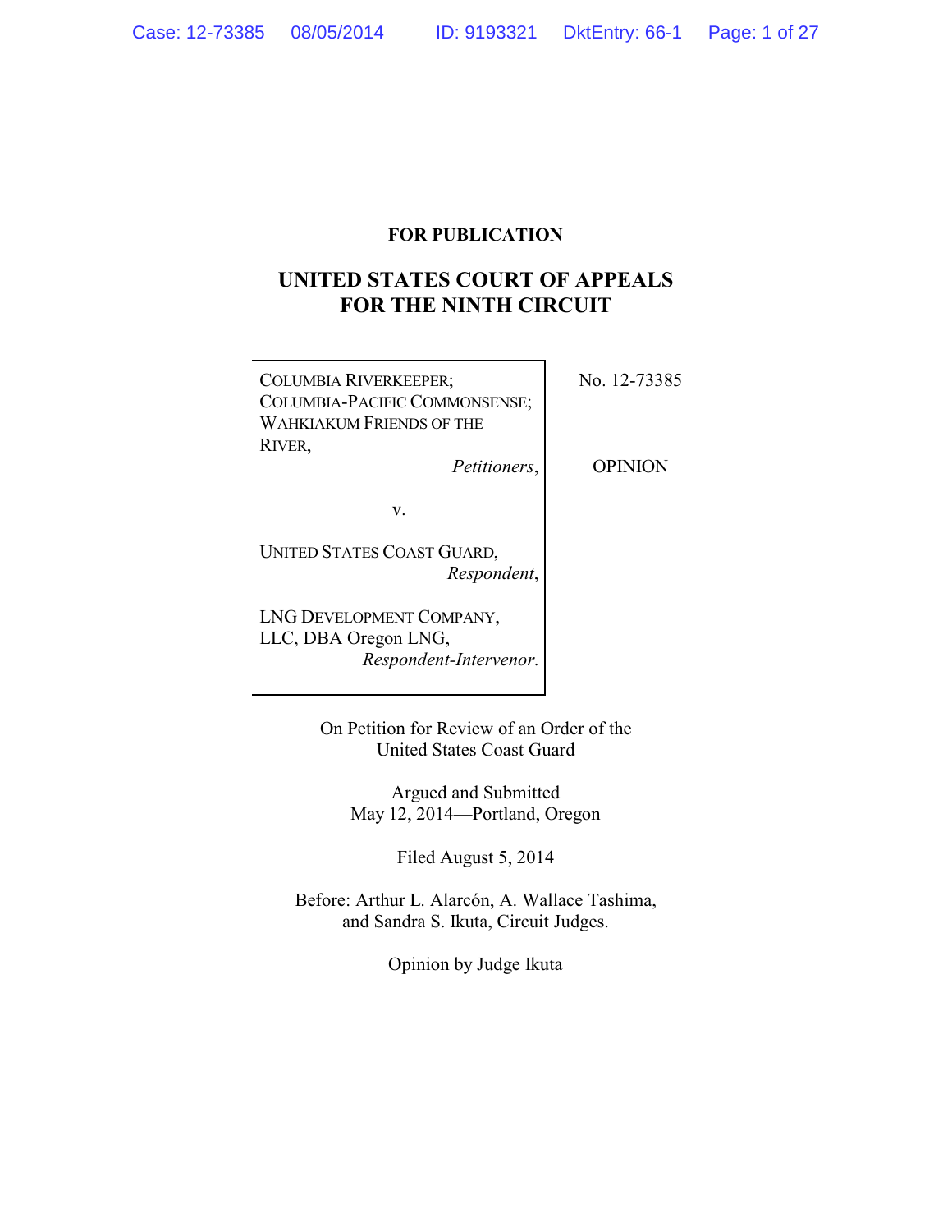**FOR PUBLICATION**

# UNITED STATES COURT OF APPEALS FOR THE NINTH CIRCUIT

COLUMBIA RIVERKEEPER; COLUMBIA-PACIFIC COMMONSENSE; WAHKIAKUM FRIENDS OF THE RIVER,
*Petitioners*,

v.

UNITED STATES COAST GUARD,
*Respondent*,

LNG DEVELOPMENT COMPANY, LLC, DBA Oregon LNG,
*Respondent-Intervenor*.

No. 12-73385

OPINION

On Petition for Review of an Order of the United States Coast Guard

Argued and Submitted
May 12, 2014—Portland, Oregon

Filed August 5, 2014

Before: Arthur L. Alarcón, A. Wallace Tashima, and Sandra S. Ikuta, Circuit Judges.

Opinion by Judge Ikuta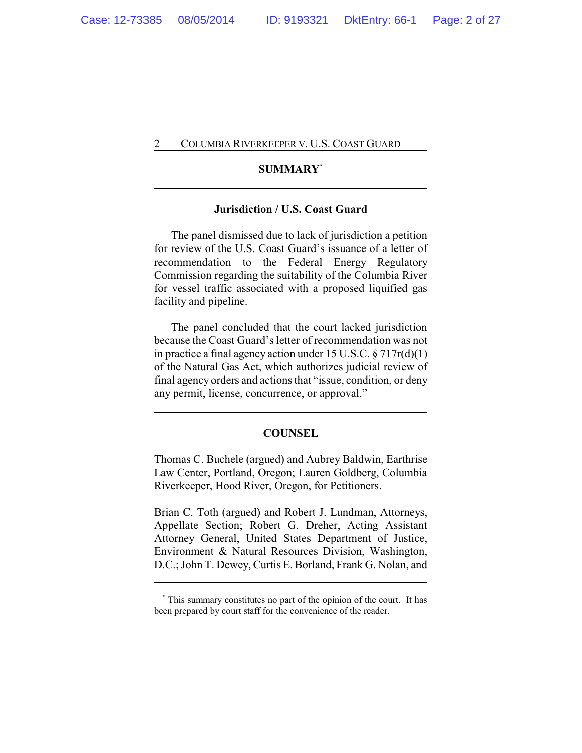## SUMMARY[*]

### Jurisdiction / U.S. Coast Guard

The panel dismissed due to lack of jurisdiction a petition for review of the U.S. Coast Guard's issuance of a letter of recommendation to the Federal Energy Regulatory Commission regarding the suitability of the Columbia River for vessel traffic associated with a proposed liquified gas facility and pipeline.

The panel concluded that the court lacked jurisdiction because the Coast Guard's letter of recommendation was not in practice a final agency action under 15 U.S.C. § 717r(d)(1) of the Natural Gas Act, which authorizes judicial review of final agency orders and actions that "issue, condition, or deny any permit, license, concurrence, or approval."

## COUNSEL

Thomas C. Buchele (argued) and Aubrey Baldwin, Earthrise Law Center, Portland, Oregon; Lauren Goldberg, Columbia Riverkeeper, Hood River, Oregon, for Petitioners.

Brian C. Toth (argued) and Robert J. Lundman, Attorneys, Appellate Section; Robert G. Dreher, Acting Assistant Attorney General, United States Department of Justice, Environment & Natural Resources Division, Washington, D.C.; John T. Dewey, Curtis E. Borland, Frank G. Nolan, and

---

[*] This summary constitutes no part of the opinion of the court. It has been prepared by court staff for the convenience of the reader.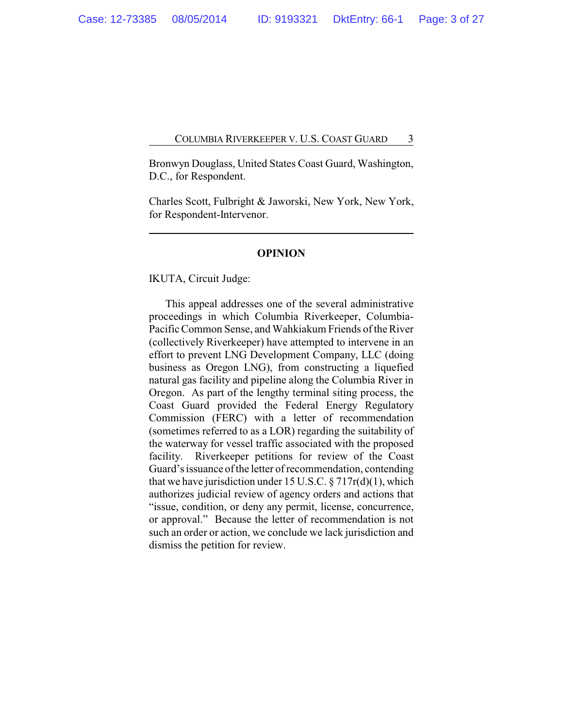Bronwyn Douglass, United States Coast Guard, Washington, D.C., for Respondent.

Charles Scott, Fulbright & Jaworski, New York, New York, for Respondent-Intervenor.

---

**OPINION**

IKUTA, Circuit Judge:

This appeal addresses one of the several administrative proceedings in which Columbia Riverkeeper, Columbia-Pacific Common Sense, and Wahkiakum Friends of the River (collectively Riverkeeper) have attempted to intervene in an effort to prevent LNG Development Company, LLC (doing business as Oregon LNG), from constructing a liquefied natural gas facility and pipeline along the Columbia River in Oregon. As part of the lengthy terminal siting process, the Coast Guard provided the Federal Energy Regulatory Commission (FERC) with a letter of recommendation (sometimes referred to as a LOR) regarding the suitability of the waterway for vessel traffic associated with the proposed facility. Riverkeeper petitions for review of the Coast Guard's issuance of the letter of recommendation, contending that we have jurisdiction under 15 U.S.C. § 717r(d)(1), which authorizes judicial review of agency orders and actions that "issue, condition, or deny any permit, license, concurrence, or approval." Because the letter of recommendation is not such an order or action, we conclude we lack jurisdiction and dismiss the petition for review.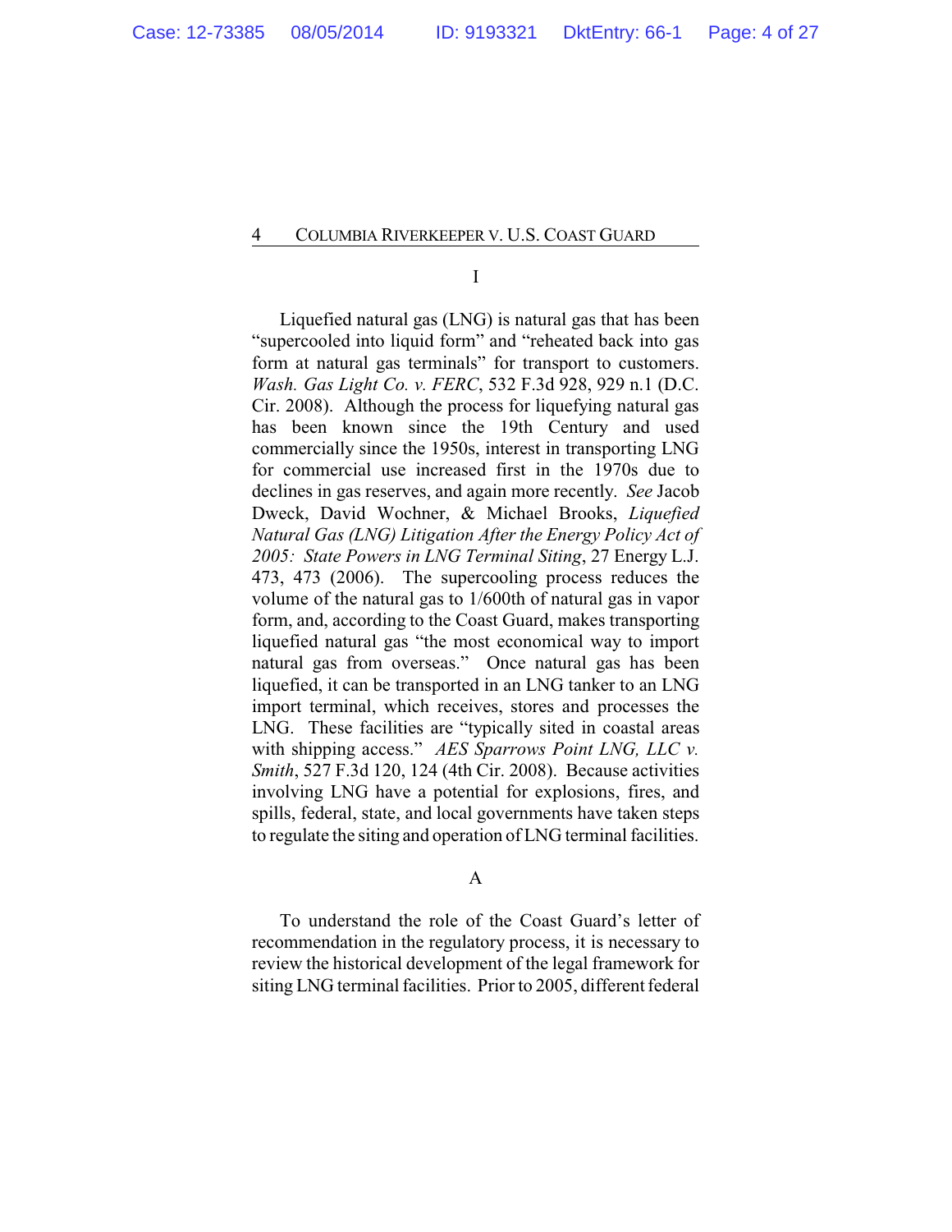I

Liquefied natural gas (LNG) is natural gas that has been "supercooled into liquid form" and "reheated back into gas form at natural gas terminals" for transport to customers. *Wash. Gas Light Co. v. FERC*, 532 F.3d 928, 929 n.1 (D.C. Cir. 2008). Although the process for liquefying natural gas has been known since the 19th Century and used commercially since the 1950s, interest in transporting LNG for commercial use increased first in the 1970s due to declines in gas reserves, and again more recently. *See* Jacob Dweck, David Wochner, & Michael Brooks, *Liquefied Natural Gas (LNG) Litigation After the Energy Policy Act of 2005: State Powers in LNG Terminal Siting*, 27 Energy L.J. 473, 473 (2006). The supercooling process reduces the volume of the natural gas to 1/600th of natural gas in vapor form, and, according to the Coast Guard, makes transporting liquefied natural gas "the most economical way to import natural gas from overseas." Once natural gas has been liquefied, it can be transported in an LNG tanker to an LNG import terminal, which receives, stores and processes the LNG. These facilities are "typically sited in coastal areas with shipping access." *AES Sparrows Point LNG, LLC v. Smith*, 527 F.3d 120, 124 (4th Cir. 2008). Because activities involving LNG have a potential for explosions, fires, and spills, federal, state, and local governments have taken steps to regulate the siting and operation of LNG terminal facilities.

A

To understand the role of the Coast Guard's letter of recommendation in the regulatory process, it is necessary to review the historical development of the legal framework for siting LNG terminal facilities. Prior to 2005, different federal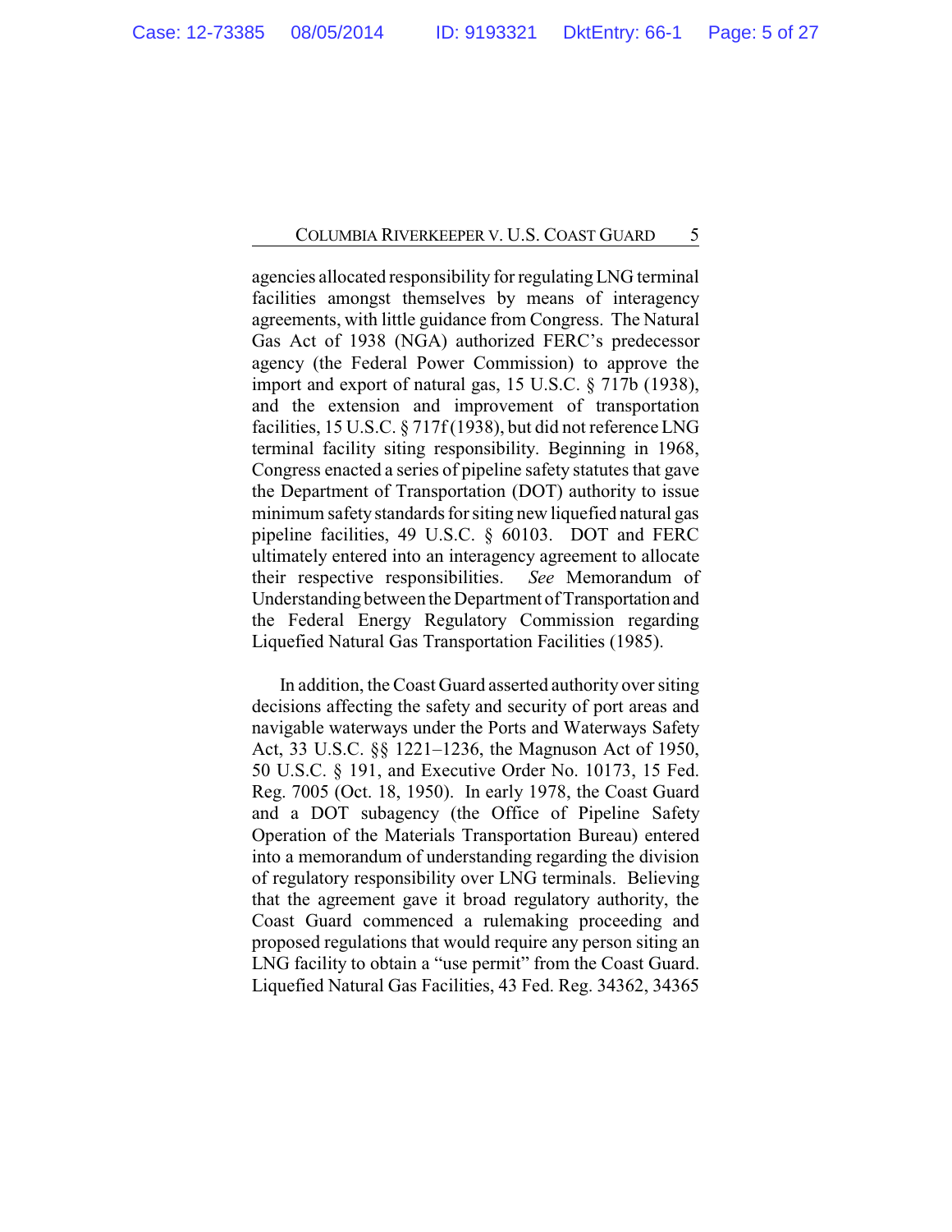agencies allocated responsibility for regulating LNG terminal facilities amongst themselves by means of interagency agreements, with little guidance from Congress. The Natural Gas Act of 1938 (NGA) authorized FERC's predecessor agency (the Federal Power Commission) to approve the import and export of natural gas, 15 U.S.C. § 717b (1938), and the extension and improvement of transportation facilities, 15 U.S.C. § 717f (1938), but did not reference LNG terminal facility siting responsibility. Beginning in 1968, Congress enacted a series of pipeline safety statutes that gave the Department of Transportation (DOT) authority to issue minimum safety standards for siting new liquefied natural gas pipeline facilities, 49 U.S.C. § 60103. DOT and FERC ultimately entered into an interagency agreement to allocate their respective responsibilities. *See* Memorandum of Understanding between the Department of Transportation and the Federal Energy Regulatory Commission regarding Liquefied Natural Gas Transportation Facilities (1985).

In addition, the Coast Guard asserted authority over siting decisions affecting the safety and security of port areas and navigable waterways under the Ports and Waterways Safety Act, 33 U.S.C. §§ 1221–1236, the Magnuson Act of 1950, 50 U.S.C. § 191, and Executive Order No. 10173, 15 Fed. Reg. 7005 (Oct. 18, 1950). In early 1978, the Coast Guard and a DOT subagency (the Office of Pipeline Safety Operation of the Materials Transportation Bureau) entered into a memorandum of understanding regarding the division of regulatory responsibility over LNG terminals. Believing that the agreement gave it broad regulatory authority, the Coast Guard commenced a rulemaking proceeding and proposed regulations that would require any person siting an LNG facility to obtain a "use permit" from the Coast Guard. Liquefied Natural Gas Facilities, 43 Fed. Reg. 34362, 34365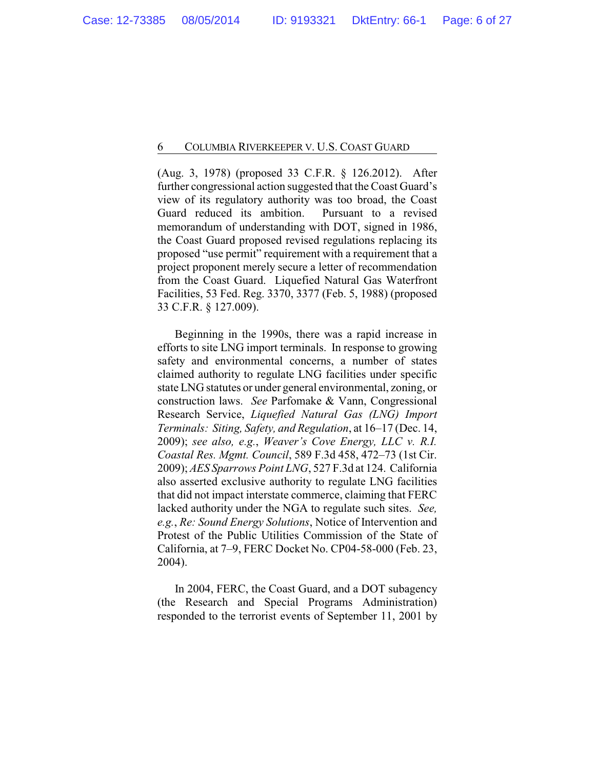(Aug. 3, 1978) (proposed 33 C.F.R. § 126.2012). After further congressional action suggested that the Coast Guard's view of its regulatory authority was too broad, the Coast Guard reduced its ambition. Pursuant to a revised memorandum of understanding with DOT, signed in 1986, the Coast Guard proposed revised regulations replacing its proposed "use permit" requirement with a requirement that a project proponent merely secure a letter of recommendation from the Coast Guard. Liquefied Natural Gas Waterfront Facilities, 53 Fed. Reg. 3370, 3377 (Feb. 5, 1988) (proposed 33 C.F.R. § 127.009).

Beginning in the 1990s, there was a rapid increase in efforts to site LNG import terminals. In response to growing safety and environmental concerns, a number of states claimed authority to regulate LNG facilities under specific state LNG statutes or under general environmental, zoning, or construction laws. *See* Parfomake & Vann, Congressional Research Service, *Liquefied Natural Gas (LNG) Import Terminals: Siting, Safety, and Regulation*, at 16–17 (Dec. 14, 2009); *see also, e.g.*, *Weaver's Cove Energy, LLC v. R.I. Coastal Res. Mgmt. Council*, 589 F.3d 458, 472–73 (1st Cir. 2009); *AES Sparrows Point LNG*, 527 F.3d at 124. California also asserted exclusive authority to regulate LNG facilities that did not impact interstate commerce, claiming that FERC lacked authority under the NGA to regulate such sites. *See, e.g.*, *Re: Sound Energy Solutions*, Notice of Intervention and Protest of the Public Utilities Commission of the State of California, at 7–9, FERC Docket No. CP04-58-000 (Feb. 23, 2004).

In 2004, FERC, the Coast Guard, and a DOT subagency (the Research and Special Programs Administration) responded to the terrorist events of September 11, 2001 by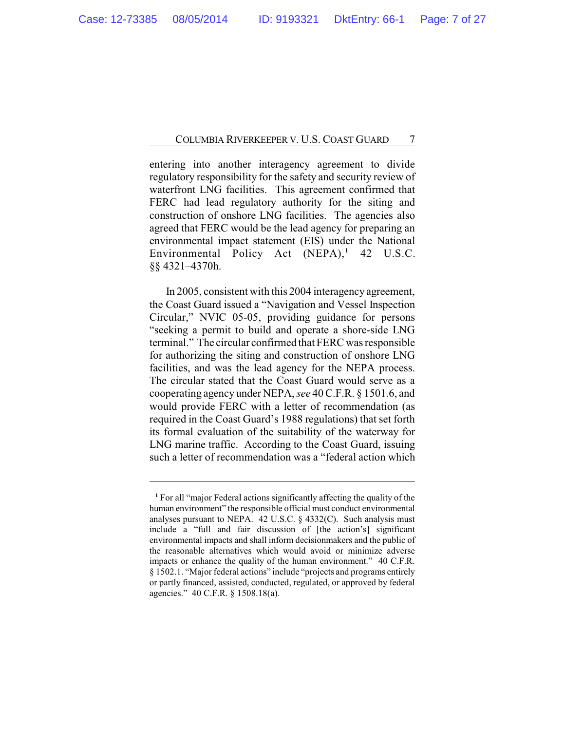entering into another interagency agreement to divide regulatory responsibility for the safety and security review of waterfront LNG facilities. This agreement confirmed that FERC had lead regulatory authority for the siting and construction of onshore LNG facilities. The agencies also agreed that FERC would be the lead agency for preparing an environmental impact statement (EIS) under the National Environmental Policy Act (NEPA),[1] 42 U.S.C. §§ 4321–4370h.

In 2005, consistent with this 2004 interagency agreement, the Coast Guard issued a "Navigation and Vessel Inspection Circular," NVIC 05-05, providing guidance for persons "seeking a permit to build and operate a shore-side LNG terminal." The circular confirmed that FERC was responsible for authorizing the siting and construction of onshore LNG facilities, and was the lead agency for the NEPA process. The circular stated that the Coast Guard would serve as a cooperating agency under NEPA, *see* 40 C.F.R. § 1501.6, and would provide FERC with a letter of recommendation (as required in the Coast Guard's 1988 regulations) that set forth its formal evaluation of the suitability of the waterway for LNG marine traffic. According to the Coast Guard, issuing such a letter of recommendation was a "federal action which

---

[1] For all "major Federal actions significantly affecting the quality of the human environment" the responsible official must conduct environmental analyses pursuant to NEPA. 42 U.S.C. § 4332(C). Such analysis must include a "full and fair discussion of [the action's] significant environmental impacts and shall inform decisionmakers and the public of the reasonable alternatives which would avoid or minimize adverse impacts or enhance the quality of the human environment." 40 C.F.R. § 1502.1. "Major federal actions" include "projects and programs entirely or partly financed, assisted, conducted, regulated, or approved by federal agencies." 40 C.F.R. § 1508.18(a).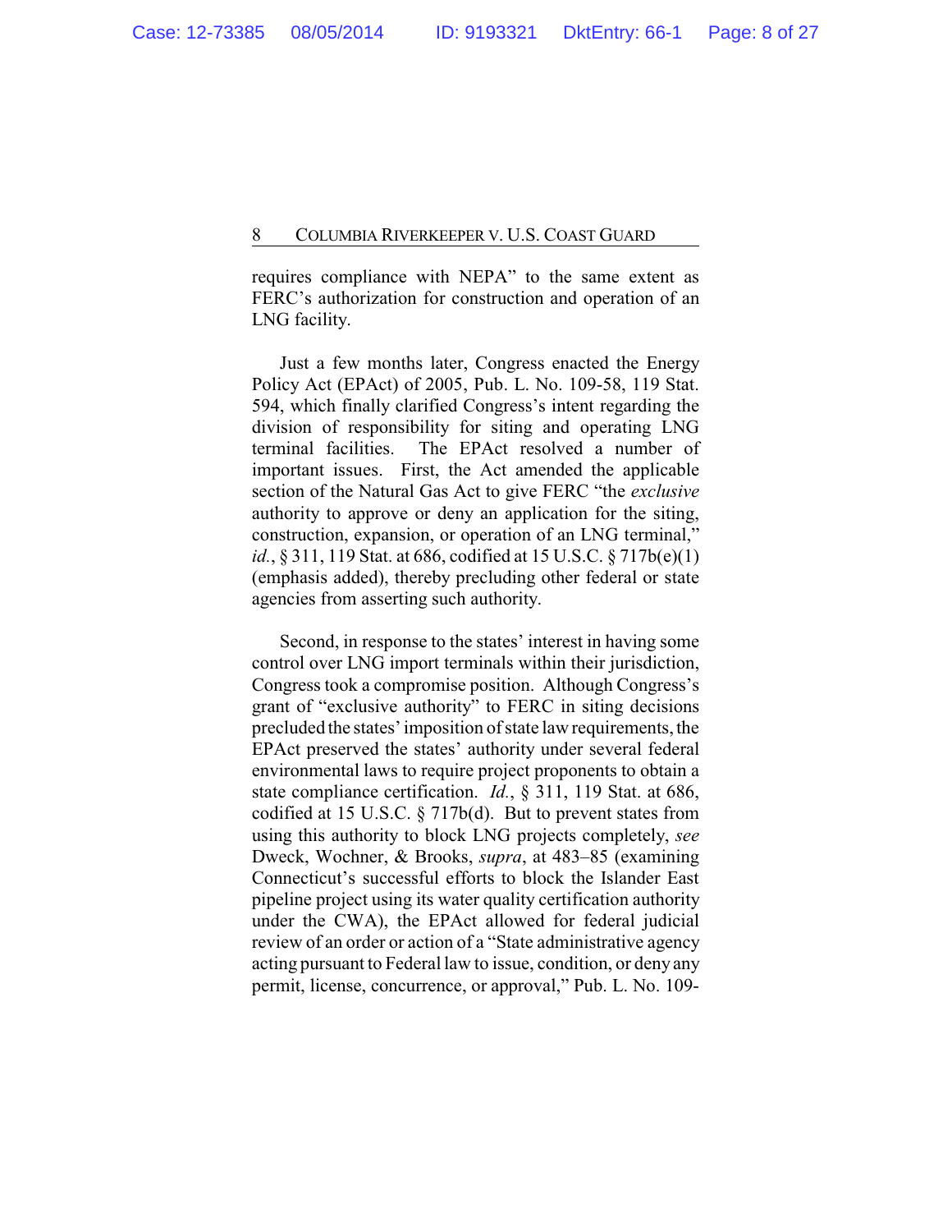requires compliance with NEPA" to the same extent as FERC's authorization for construction and operation of an LNG facility.

Just a few months later, Congress enacted the Energy Policy Act (EPAct) of 2005, Pub. L. No. 109-58, 119 Stat. 594, which finally clarified Congress's intent regarding the division of responsibility for siting and operating LNG terminal facilities. The EPAct resolved a number of important issues. First, the Act amended the applicable section of the Natural Gas Act to give FERC "the *exclusive* authority to approve or deny an application for the siting, construction, expansion, or operation of an LNG terminal," *id.*, § 311, 119 Stat. at 686, codified at 15 U.S.C. § 717b(e)(1) (emphasis added), thereby precluding other federal or state agencies from asserting such authority.

Second, in response to the states' interest in having some control over LNG import terminals within their jurisdiction, Congress took a compromise position. Although Congress's grant of "exclusive authority" to FERC in siting decisions precluded the states' imposition of state law requirements, the EPAct preserved the states' authority under several federal environmental laws to require project proponents to obtain a state compliance certification. *Id.*, § 311, 119 Stat. at 686, codified at 15 U.S.C. § 717b(d). But to prevent states from using this authority to block LNG projects completely, *see* Dweck, Wochner, & Brooks, *supra*, at 483–85 (examining Connecticut's successful efforts to block the Islander East pipeline project using its water quality certification authority under the CWA), the EPAct allowed for federal judicial review of an order or action of a "State administrative agency acting pursuant to Federal law to issue, condition, or deny any permit, license, concurrence, or approval," Pub. L. No. 109-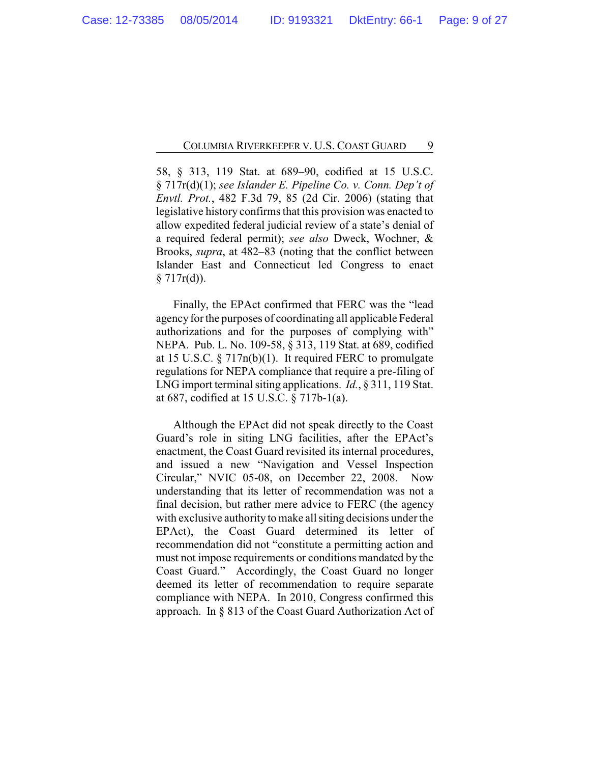58, § 313, 119 Stat. at 689–90, codified at 15 U.S.C. § 717r(d)(1); *see Islander E. Pipeline Co. v. Conn. Dep't of Envtl. Prot.*, 482 F.3d 79, 85 (2d Cir. 2006) (stating that legislative history confirms that this provision was enacted to allow expedited federal judicial review of a state's denial of a required federal permit); *see also* Dweck, Wochner, & Brooks, *supra*, at 482–83 (noting that the conflict between Islander East and Connecticut led Congress to enact § 717r(d)).

Finally, the EPAct confirmed that FERC was the "lead agency for the purposes of coordinating all applicable Federal authorizations and for the purposes of complying with" NEPA. Pub. L. No. 109-58, § 313, 119 Stat. at 689, codified at 15 U.S.C. § 717n(b)(1). It required FERC to promulgate regulations for NEPA compliance that require a pre-filing of LNG import terminal siting applications. *Id.*, § 311, 119 Stat. at 687, codified at 15 U.S.C. § 717b-1(a).

Although the EPAct did not speak directly to the Coast Guard's role in siting LNG facilities, after the EPAct's enactment, the Coast Guard revisited its internal procedures, and issued a new "Navigation and Vessel Inspection Circular," NVIC 05-08, on December 22, 2008. Now understanding that its letter of recommendation was not a final decision, but rather mere advice to FERC (the agency with exclusive authority to make all siting decisions under the EPAct), the Coast Guard determined its letter of recommendation did not "constitute a permitting action and must not impose requirements or conditions mandated by the Coast Guard." Accordingly, the Coast Guard no longer deemed its letter of recommendation to require separate compliance with NEPA. In 2010, Congress confirmed this approach. In § 813 of the Coast Guard Authorization Act of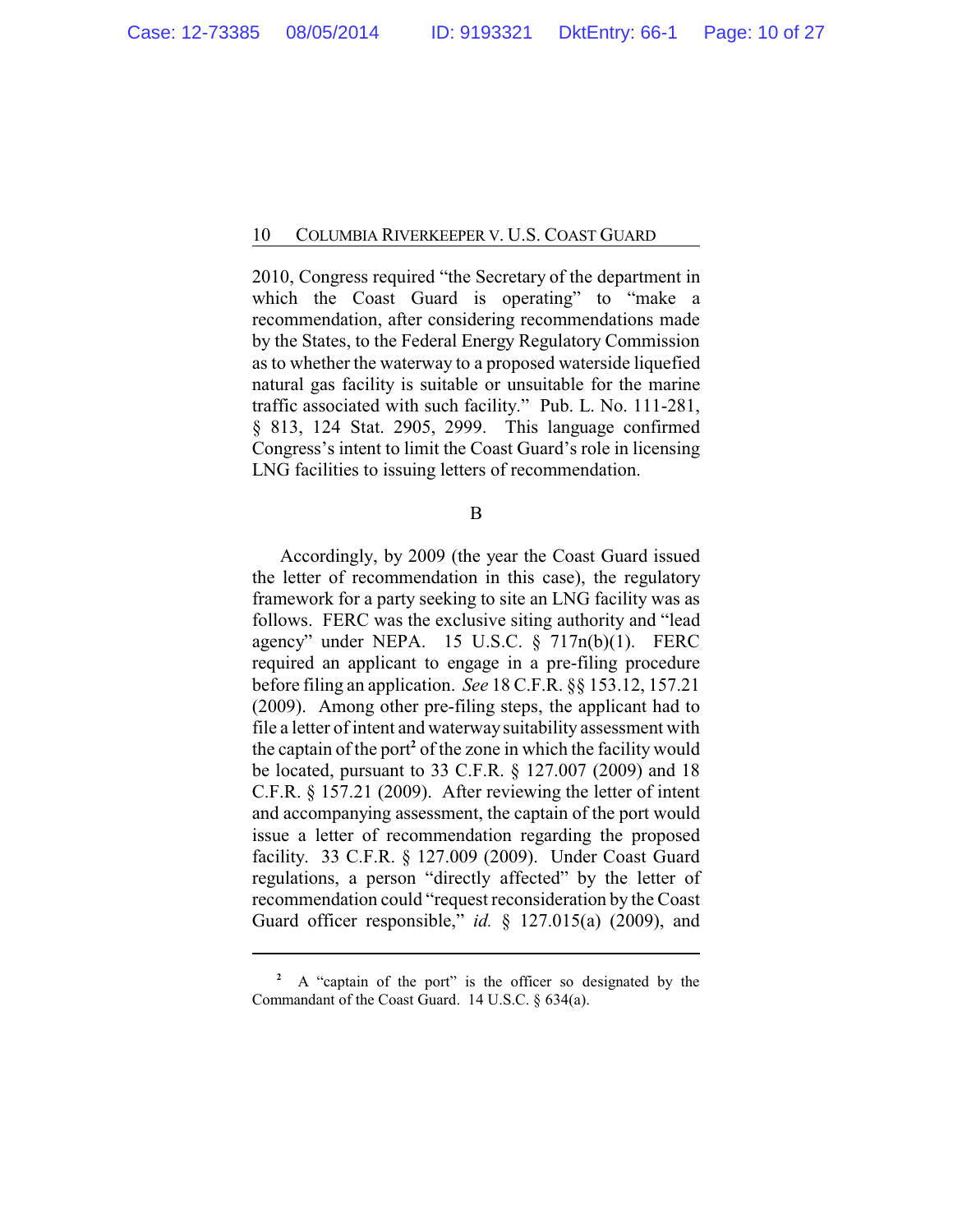2010, Congress required "the Secretary of the department in which the Coast Guard is operating" to "make a recommendation, after considering recommendations made by the States, to the Federal Energy Regulatory Commission as to whether the waterway to a proposed waterside liquefied natural gas facility is suitable or unsuitable for the marine traffic associated with such facility." Pub. L. No. 111-281, § 813, 124 Stat. 2905, 2999. This language confirmed Congress's intent to limit the Coast Guard's role in licensing LNG facilities to issuing letters of recommendation.

B

Accordingly, by 2009 (the year the Coast Guard issued the letter of recommendation in this case), the regulatory framework for a party seeking to site an LNG facility was as follows. FERC was the exclusive siting authority and "lead agency" under NEPA. 15 U.S.C. § 717n(b)(1). FERC required an applicant to engage in a pre-filing procedure before filing an application. *See* 18 C.F.R. §§ 153.12, 157.21 (2009). Among other pre-filing steps, the applicant had to file a letter of intent and waterway suitability assessment with the captain of the port[2] of the zone in which the facility would be located, pursuant to 33 C.F.R. § 127.007 (2009) and 18 C.F.R. § 157.21 (2009). After reviewing the letter of intent and accompanying assessment, the captain of the port would issue a letter of recommendation regarding the proposed facility. 33 C.F.R. § 127.009 (2009). Under Coast Guard regulations, a person "directly affected" by the letter of recommendation could "request reconsideration by the Coast Guard officer responsible," *id.* § 127.015(a) (2009), and

[2] A "captain of the port" is the officer so designated by the Commandant of the Coast Guard. 14 U.S.C. § 634(a).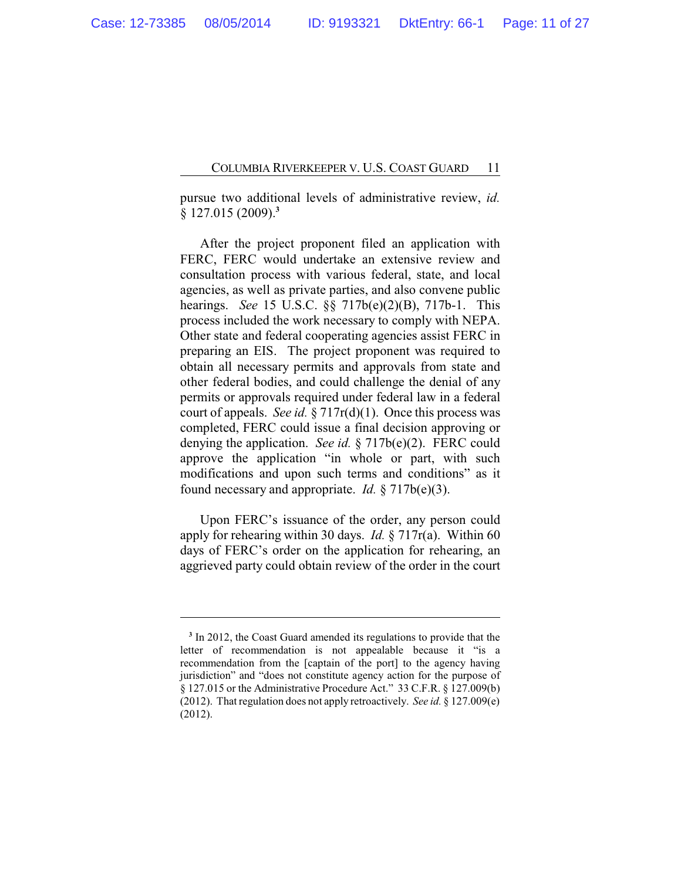pursue two additional levels of administrative review, *id.* § 127.015 (2009).[3]

After the project proponent filed an application with FERC, FERC would undertake an extensive review and consultation process with various federal, state, and local agencies, as well as private parties, and also convene public hearings. *See* 15 U.S.C. §§ 717b(e)(2)(B), 717b-1. This process included the work necessary to comply with NEPA. Other state and federal cooperating agencies assist FERC in preparing an EIS. The project proponent was required to obtain all necessary permits and approvals from state and other federal bodies, and could challenge the denial of any permits or approvals required under federal law in a federal court of appeals. *See id.* § 717r(d)(1). Once this process was completed, FERC could issue a final decision approving or denying the application. *See id.* § 717b(e)(2). FERC could approve the application "in whole or part, with such modifications and upon such terms and conditions" as it found necessary and appropriate. *Id.* § 717b(e)(3).

Upon FERC's issuance of the order, any person could apply for rehearing within 30 days. *Id.* § 717r(a). Within 60 days of FERC's order on the application for rehearing, an aggrieved party could obtain review of the order in the court

---

[3] In 2012, the Coast Guard amended its regulations to provide that the letter of recommendation is not appealable because it "is a recommendation from the [captain of the port] to the agency having jurisdiction" and "does not constitute agency action for the purpose of § 127.015 or the Administrative Procedure Act." 33 C.F.R. § 127.009(b) (2012). That regulation does not apply retroactively. *See id.* § 127.009(e) (2012).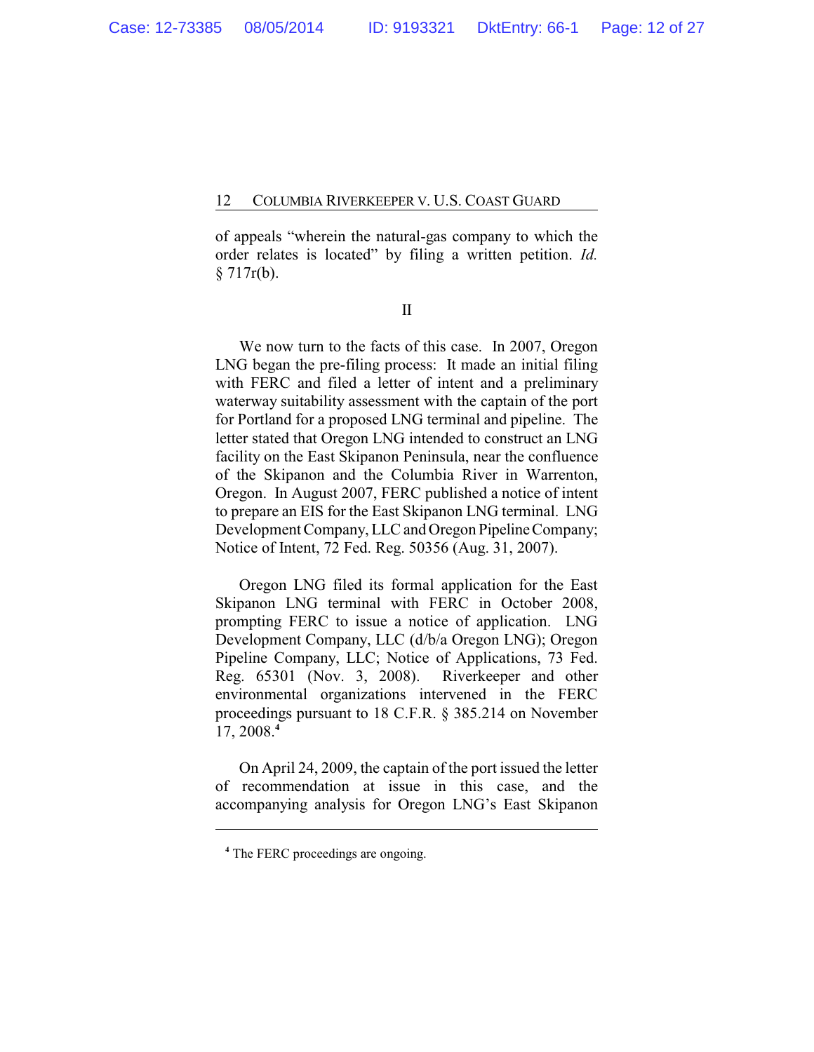of appeals "wherein the natural-gas company to which the order relates is located" by filing a written petition. *Id.* § 717r(b).

## II

We now turn to the facts of this case. In 2007, Oregon LNG began the pre-filing process: It made an initial filing with FERC and filed a letter of intent and a preliminary waterway suitability assessment with the captain of the port for Portland for a proposed LNG terminal and pipeline. The letter stated that Oregon LNG intended to construct an LNG facility on the East Skipanon Peninsula, near the confluence of the Skipanon and the Columbia River in Warrenton, Oregon. In August 2007, FERC published a notice of intent to prepare an EIS for the East Skipanon LNG terminal. LNG Development Company, LLC and Oregon Pipeline Company; Notice of Intent, 72 Fed. Reg. 50356 (Aug. 31, 2007).

Oregon LNG filed its formal application for the East Skipanon LNG terminal with FERC in October 2008, prompting FERC to issue a notice of application. LNG Development Company, LLC (d/b/a Oregon LNG); Oregon Pipeline Company, LLC; Notice of Applications, 73 Fed. Reg. 65301 (Nov. 3, 2008). Riverkeeper and other environmental organizations intervened in the FERC proceedings pursuant to 18 C.F.R. § 385.214 on November 17, 2008.[4]

On April 24, 2009, the captain of the port issued the letter of recommendation at issue in this case, and the accompanying analysis for Oregon LNG's East Skipanon

[4] The FERC proceedings are ongoing.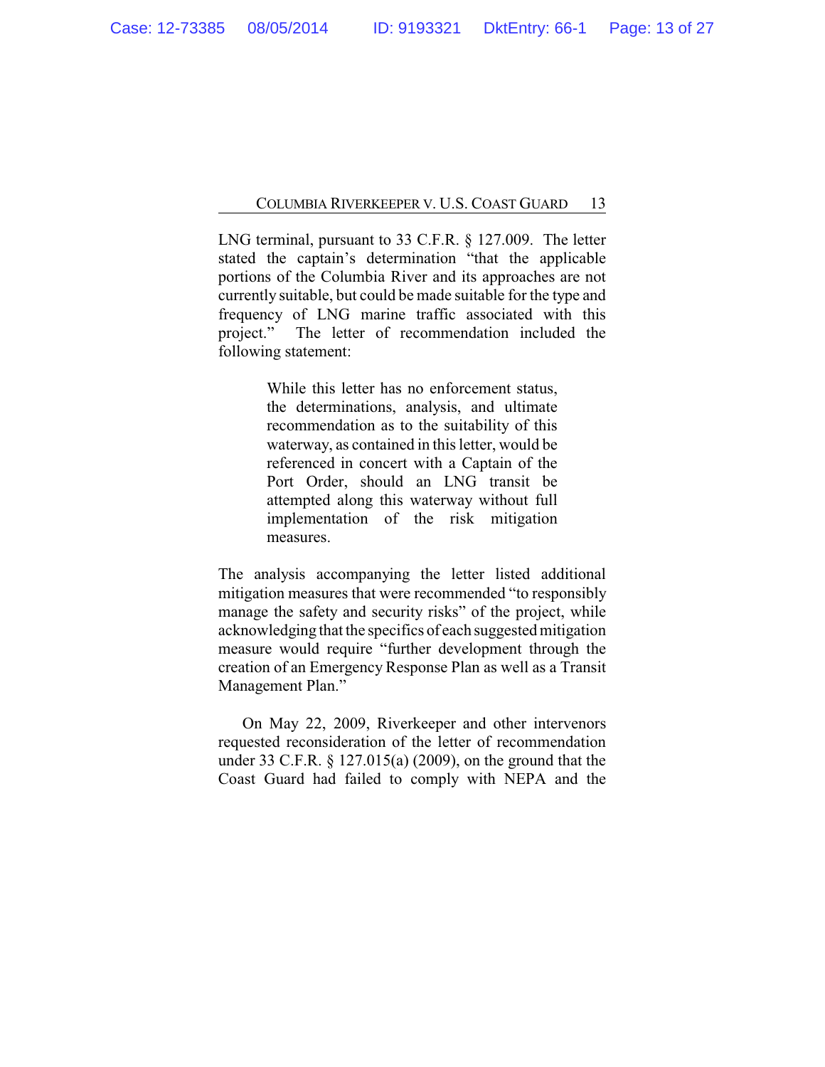LNG terminal, pursuant to 33 C.F.R. § 127.009. The letter stated the captain's determination "that the applicable portions of the Columbia River and its approaches are not currently suitable, but could be made suitable for the type and frequency of LNG marine traffic associated with this project." The letter of recommendation included the following statement:

> While this letter has no enforcement status, the determinations, analysis, and ultimate recommendation as to the suitability of this waterway, as contained in this letter, would be referenced in concert with a Captain of the Port Order, should an LNG transit be attempted along this waterway without full implementation of the risk mitigation measures.

The analysis accompanying the letter listed additional mitigation measures that were recommended "to responsibly manage the safety and security risks" of the project, while acknowledging that the specifics of each suggested mitigation measure would require "further development through the creation of an Emergency Response Plan as well as a Transit Management Plan."

On May 22, 2009, Riverkeeper and other intervenors requested reconsideration of the letter of recommendation under 33 C.F.R. § 127.015(a) (2009), on the ground that the Coast Guard had failed to comply with NEPA and the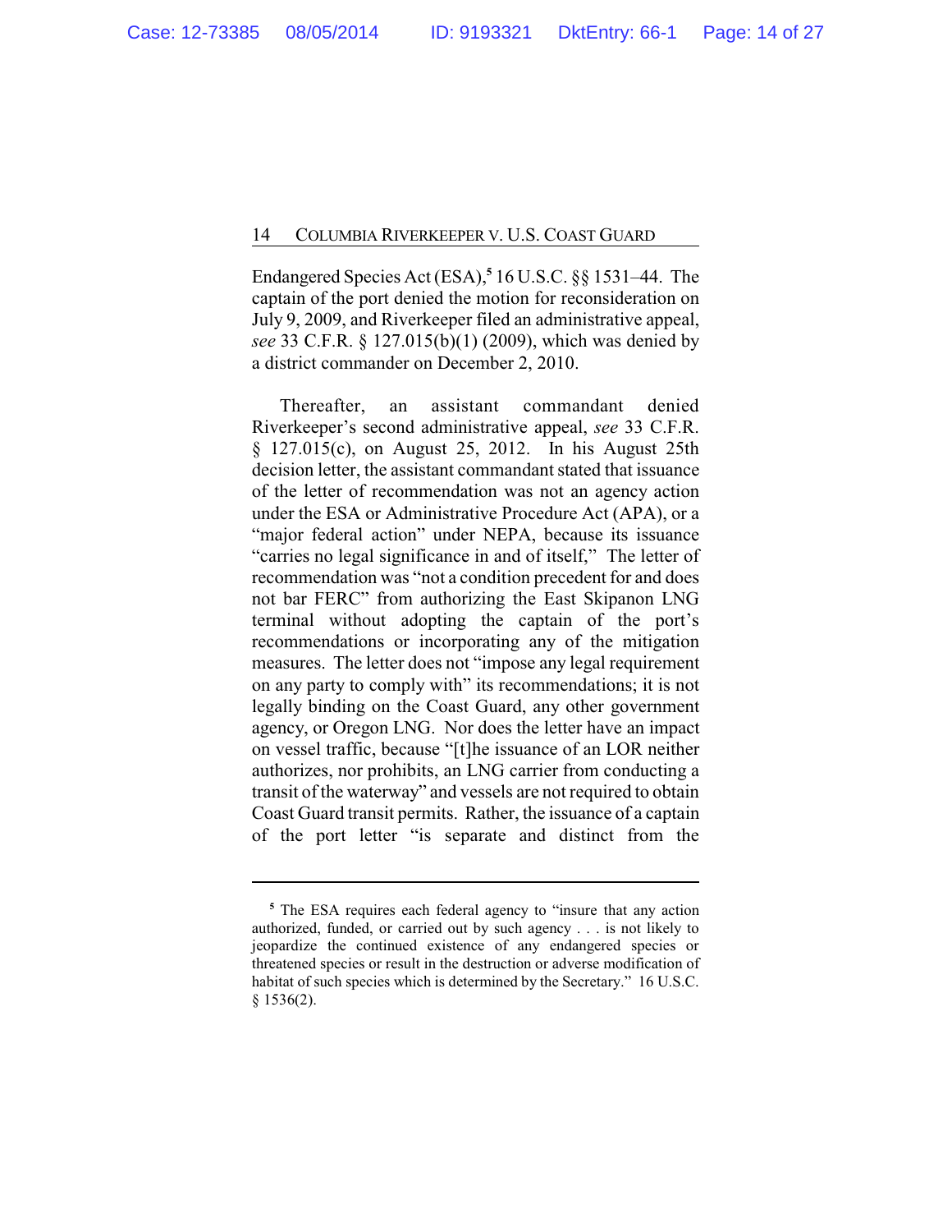Endangered Species Act (ESA),[5] 16 U.S.C. §§ 1531–44. The captain of the port denied the motion for reconsideration on July 9, 2009, and Riverkeeper filed an administrative appeal, *see* 33 C.F.R. § 127.015(b)(1) (2009), which was denied by a district commander on December 2, 2010.

Thereafter, an assistant commandant denied Riverkeeper's second administrative appeal, *see* 33 C.F.R. § 127.015(c), on August 25, 2012. In his August 25th decision letter, the assistant commandant stated that issuance of the letter of recommendation was not an agency action under the ESA or Administrative Procedure Act (APA), or a "major federal action" under NEPA, because its issuance "carries no legal significance in and of itself," The letter of recommendation was "not a condition precedent for and does not bar FERC" from authorizing the East Skipanon LNG terminal without adopting the captain of the port's recommendations or incorporating any of the mitigation measures. The letter does not "impose any legal requirement on any party to comply with" its recommendations; it is not legally binding on the Coast Guard, any other government agency, or Oregon LNG. Nor does the letter have an impact on vessel traffic, because "[t]he issuance of an LOR neither authorizes, nor prohibits, an LNG carrier from conducting a transit of the waterway" and vessels are not required to obtain Coast Guard transit permits. Rather, the issuance of a captain of the port letter "is separate and distinct from the

---

[5] The ESA requires each federal agency to "insure that any action authorized, funded, or carried out by such agency . . . is not likely to jeopardize the continued existence of any endangered species or threatened species or result in the destruction or adverse modification of habitat of such species which is determined by the Secretary." 16 U.S.C. § 1536(2).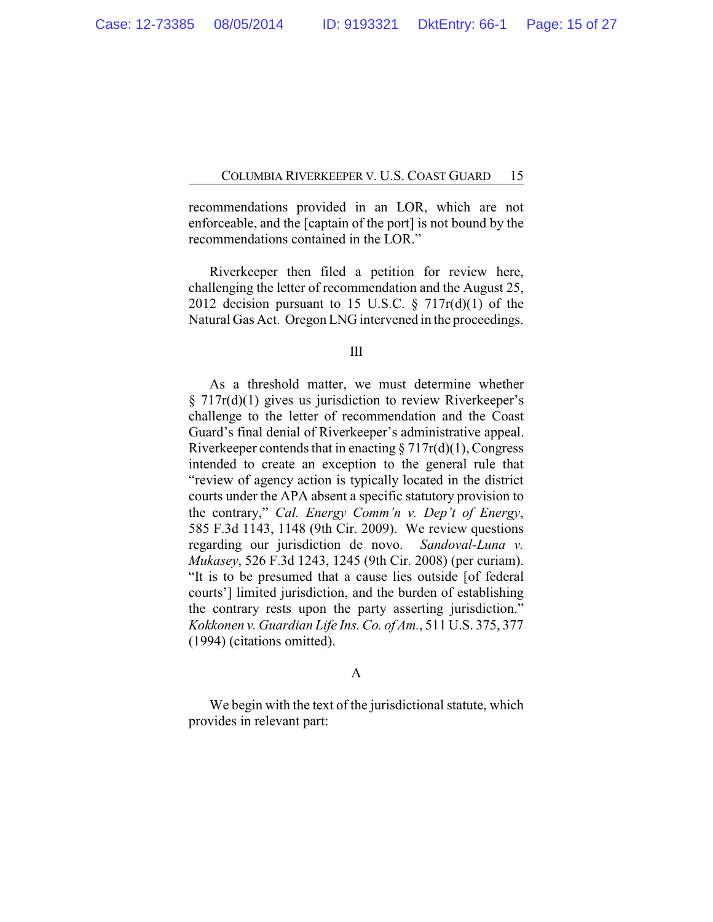recommendations provided in an LOR, which are not enforceable, and the [captain of the port] is not bound by the recommendations contained in the LOR."

Riverkeeper then filed a petition for review here, challenging the letter of recommendation and the August 25, 2012 decision pursuant to 15 U.S.C. § 717r(d)(1) of the Natural Gas Act. Oregon LNG intervened in the proceedings.

## III

As a threshold matter, we must determine whether § 717r(d)(1) gives us jurisdiction to review Riverkeeper's challenge to the letter of recommendation and the Coast Guard's final denial of Riverkeeper's administrative appeal. Riverkeeper contends that in enacting § 717r(d)(1), Congress intended to create an exception to the general rule that "review of agency action is typically located in the district courts under the APA absent a specific statutory provision to the contrary," *Cal. Energy Comm'n v. Dep't of Energy*, 585 F.3d 1143, 1148 (9th Cir. 2009). We review questions regarding our jurisdiction de novo. *Sandoval-Luna v. Mukasey*, 526 F.3d 1243, 1245 (9th Cir. 2008) (per curiam). "It is to be presumed that a cause lies outside [of federal courts'] limited jurisdiction, and the burden of establishing the contrary rests upon the party asserting jurisdiction." *Kokkonen v. Guardian Life Ins. Co. of Am.*, 511 U.S. 375, 377 (1994) (citations omitted).

### A

We begin with the text of the jurisdictional statute, which provides in relevant part: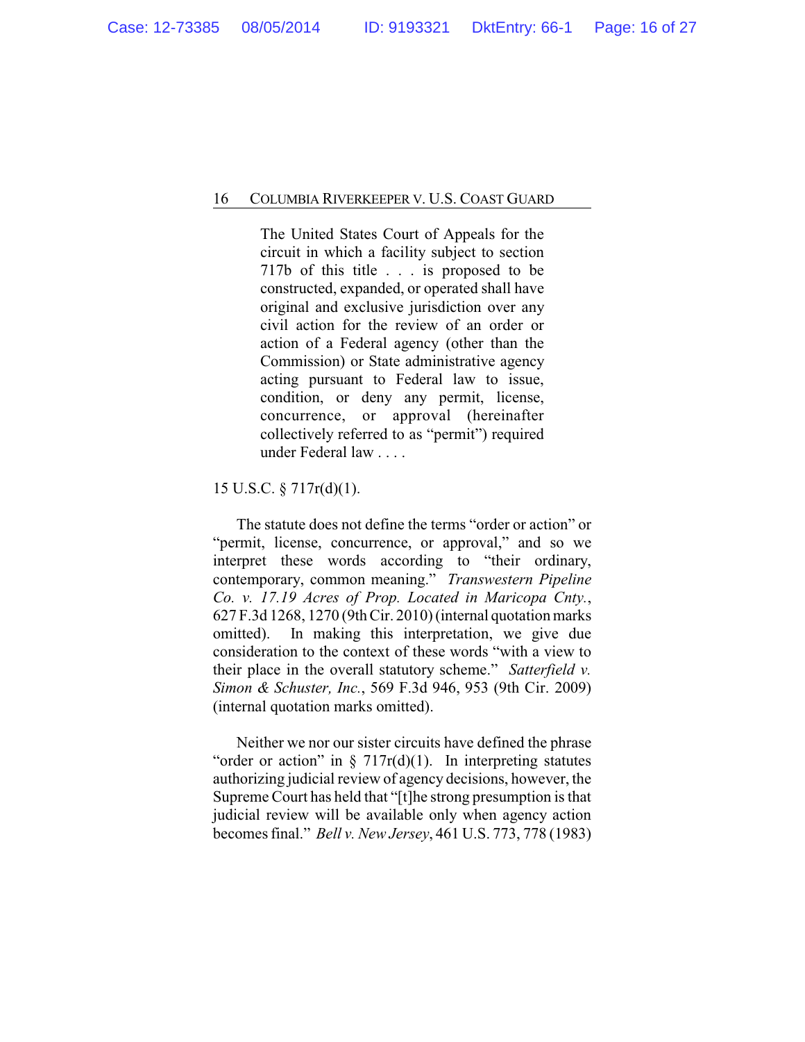> The United States Court of Appeals for the circuit in which a facility subject to section 717b of this title . . . is proposed to be constructed, expanded, or operated shall have original and exclusive jurisdiction over any civil action for the review of an order or action of a Federal agency (other than the Commission) or State administrative agency acting pursuant to Federal law to issue, condition, or deny any permit, license, concurrence, or approval (hereinafter collectively referred to as "permit") required under Federal law . . . .

15 U.S.C. § 717r(d)(1).

The statute does not define the terms "order or action" or "permit, license, concurrence, or approval," and so we interpret these words according to "their ordinary, contemporary, common meaning." *Transwestern Pipeline Co. v. 17.19 Acres of Prop. Located in Maricopa Cnty.*, 627 F.3d 1268, 1270 (9th Cir. 2010) (internal quotation marks omitted). In making this interpretation, we give due consideration to the context of these words "with a view to their place in the overall statutory scheme." *Satterfield v. Simon & Schuster, Inc.*, 569 F.3d 946, 953 (9th Cir. 2009) (internal quotation marks omitted).

Neither we nor our sister circuits have defined the phrase "order or action" in § 717r(d)(1). In interpreting statutes authorizing judicial review of agency decisions, however, the Supreme Court has held that "[t]he strong presumption is that judicial review will be available only when agency action becomes final." *Bell v. New Jersey*, 461 U.S. 773, 778 (1983)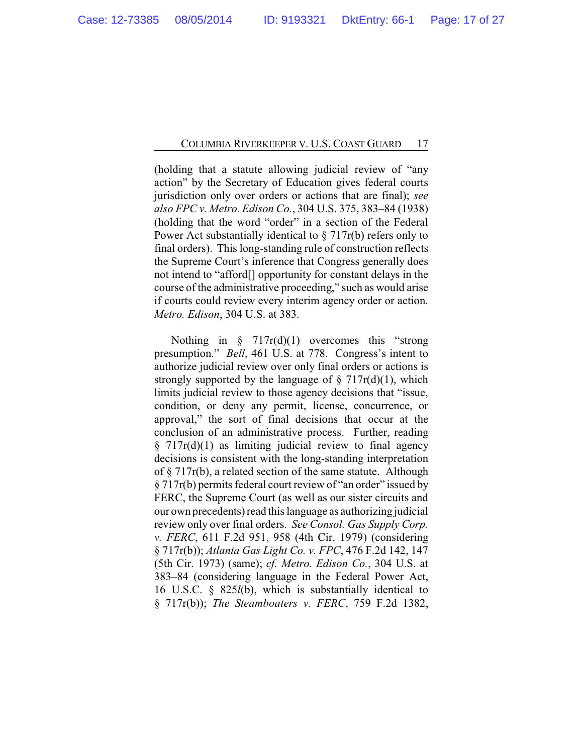(holding that a statute allowing judicial review of "any action" by the Secretary of Education gives federal courts jurisdiction only over orders or actions that are final); *see also FPC v. Metro. Edison Co.*, 304 U.S. 375, 383–84 (1938) (holding that the word "order" in a section of the Federal Power Act substantially identical to § 717r(b) refers only to final orders). This long-standing rule of construction reflects the Supreme Court's inference that Congress generally does not intend to "afford[] opportunity for constant delays in the course of the administrative proceeding," such as would arise if courts could review every interim agency order or action. *Metro. Edison*, 304 U.S. at 383.

Nothing in § 717r(d)(1) overcomes this "strong presumption." *Bell*, 461 U.S. at 778. Congress's intent to authorize judicial review over only final orders or actions is strongly supported by the language of § 717r(d)(1), which limits judicial review to those agency decisions that "issue, condition, or deny any permit, license, concurrence, or approval," the sort of final decisions that occur at the conclusion of an administrative process. Further, reading § 717r(d)(1) as limiting judicial review to final agency decisions is consistent with the long-standing interpretation of § 717r(b), a related section of the same statute. Although § 717r(b) permits federal court review of "an order" issued by FERC, the Supreme Court (as well as our sister circuits and our own precedents) read this language as authorizing judicial review only over final orders. *See Consol. Gas Supply Corp. v. FERC*, 611 F.2d 951, 958 (4th Cir. 1979) (considering § 717r(b)); *Atlanta Gas Light Co. v. FPC*, 476 F.2d 142, 147 (5th Cir. 1973) (same); *cf. Metro. Edison Co.*, 304 U.S. at 383–84 (considering language in the Federal Power Act, 16 U.S.C. § 825*l*(b), which is substantially identical to § 717r(b)); *The Steamboaters v. FERC*, 759 F.2d 1382,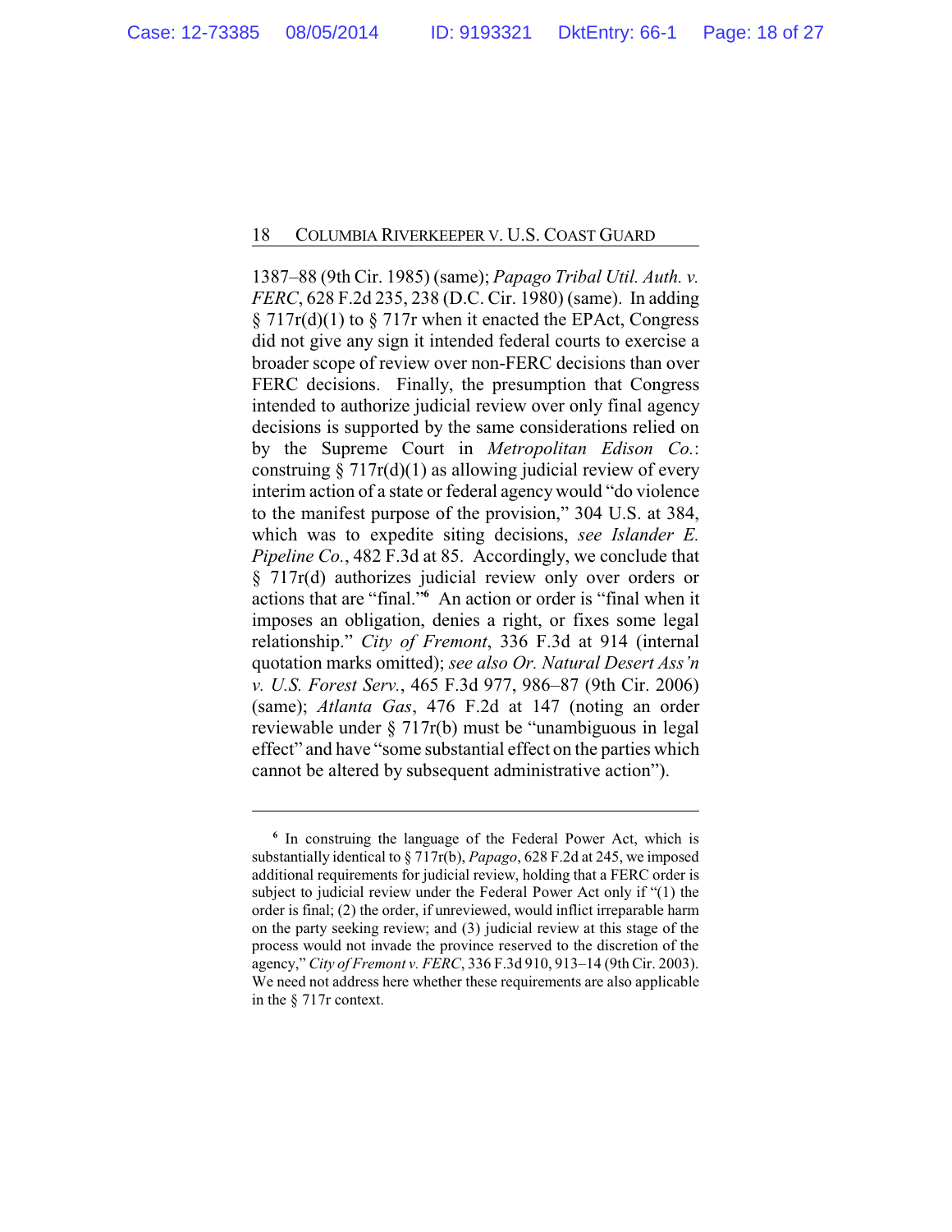1387–88 (9th Cir. 1985) (same); *Papago Tribal Util. Auth. v. FERC*, 628 F.2d 235, 238 (D.C. Cir. 1980) (same). In adding § 717r(d)(1) to § 717r when it enacted the EPAct, Congress did not give any sign it intended federal courts to exercise a broader scope of review over non-FERC decisions than over FERC decisions. Finally, the presumption that Congress intended to authorize judicial review over only final agency decisions is supported by the same considerations relied on by the Supreme Court in *Metropolitan Edison Co.*: construing § 717r(d)(1) as allowing judicial review of every interim action of a state or federal agency would "do violence to the manifest purpose of the provision," 304 U.S. at 384, which was to expedite siting decisions, *see Islander E. Pipeline Co.*, 482 F.3d at 85. Accordingly, we conclude that § 717r(d) authorizes judicial review only over orders or actions that are "final."[6] An action or order is "final when it imposes an obligation, denies a right, or fixes some legal relationship." *City of Fremont*, 336 F.3d at 914 (internal quotation marks omitted); *see also Or. Natural Desert Ass'n v. U.S. Forest Serv.*, 465 F.3d 977, 986–87 (9th Cir. 2006) (same); *Atlanta Gas*, 476 F.2d at 147 (noting an order reviewable under § 717r(b) must be "unambiguous in legal effect" and have "some substantial effect on the parties which cannot be altered by subsequent administrative action").

[6] In construing the language of the Federal Power Act, which is substantially identical to § 717r(b), *Papago*, 628 F.2d at 245, we imposed additional requirements for judicial review, holding that a FERC order is subject to judicial review under the Federal Power Act only if "(1) the order is final; (2) the order, if unreviewed, would inflict irreparable harm on the party seeking review; and (3) judicial review at this stage of the process would not invade the province reserved to the discretion of the agency," *City of Fremont v. FERC*, 336 F.3d 910, 913–14 (9th Cir. 2003). We need not address here whether these requirements are also applicable in the § 717r context.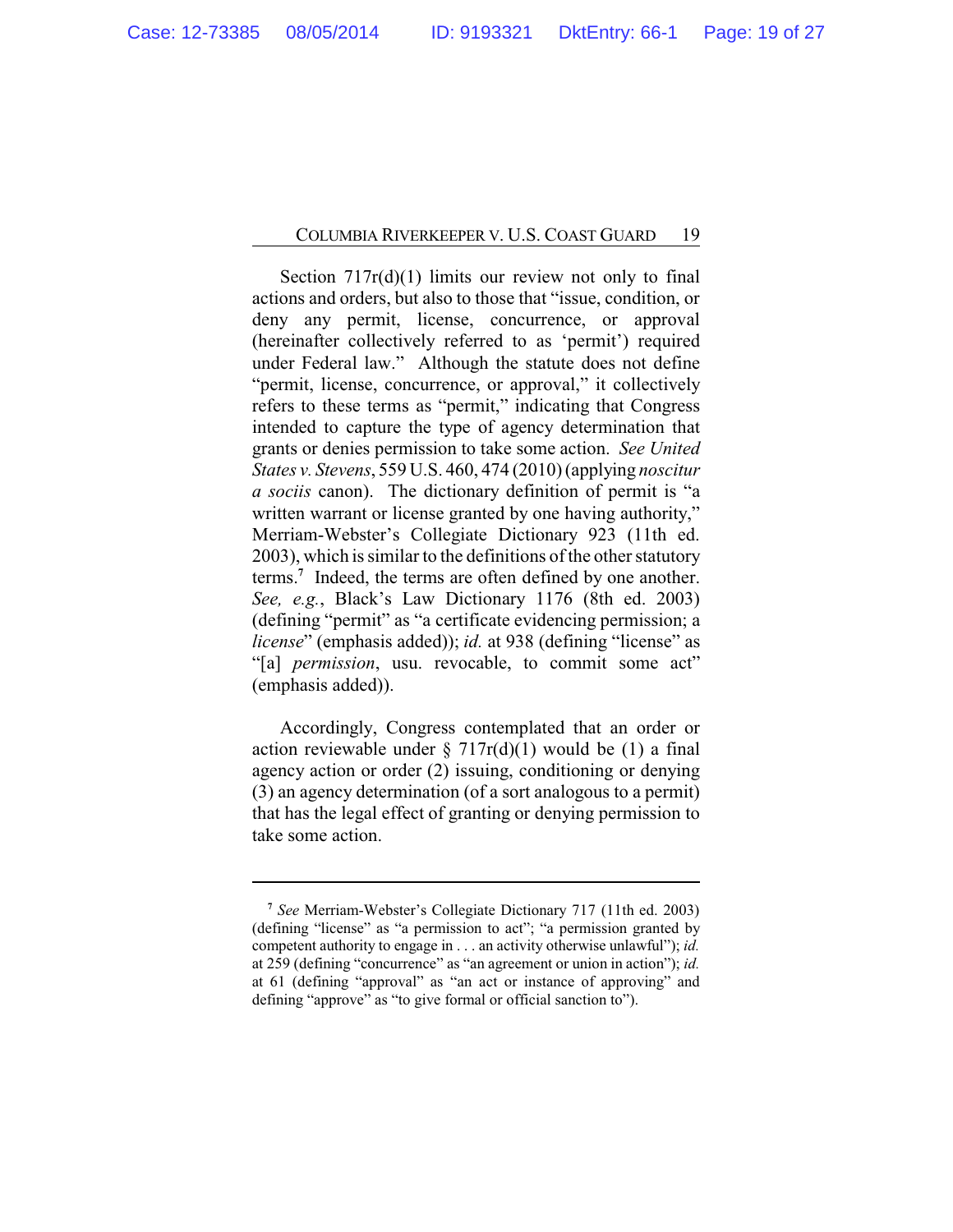Section 717r(d)(1) limits our review not only to final actions and orders, but also to those that "issue, condition, or deny any permit, license, concurrence, or approval (hereinafter collectively referred to as 'permit') required under Federal law." Although the statute does not define "permit, license, concurrence, or approval," it collectively refers to these terms as "permit," indicating that Congress intended to capture the type of agency determination that grants or denies permission to take some action. *See United States v. Stevens*, 559 U.S. 460, 474 (2010) (applying *noscitur a sociis* canon). The dictionary definition of permit is "a written warrant or license granted by one having authority," Merriam-Webster's Collegiate Dictionary 923 (11th ed. 2003), which is similar to the definitions of the other statutory terms.[7] Indeed, the terms are often defined by one another. *See, e.g.*, Black's Law Dictionary 1176 (8th ed. 2003) (defining "permit" as "a certificate evidencing permission; a *license*" (emphasis added)); *id.* at 938 (defining "license" as "[a] *permission*, usu. revocable, to commit some act" (emphasis added)).

Accordingly, Congress contemplated that an order or action reviewable under § 717r(d)(1) would be (1) a final agency action or order (2) issuing, conditioning or denying (3) an agency determination (of a sort analogous to a permit) that has the legal effect of granting or denying permission to take some action.

---

[7] *See* Merriam-Webster's Collegiate Dictionary 717 (11th ed. 2003) (defining "license" as "a permission to act"; "a permission granted by competent authority to engage in . . . an activity otherwise unlawful"); *id.* at 259 (defining "concurrence" as "an agreement or union in action"); *id.* at 61 (defining "approval" as "an act or instance of approving" and defining "approve" as "to give formal or official sanction to").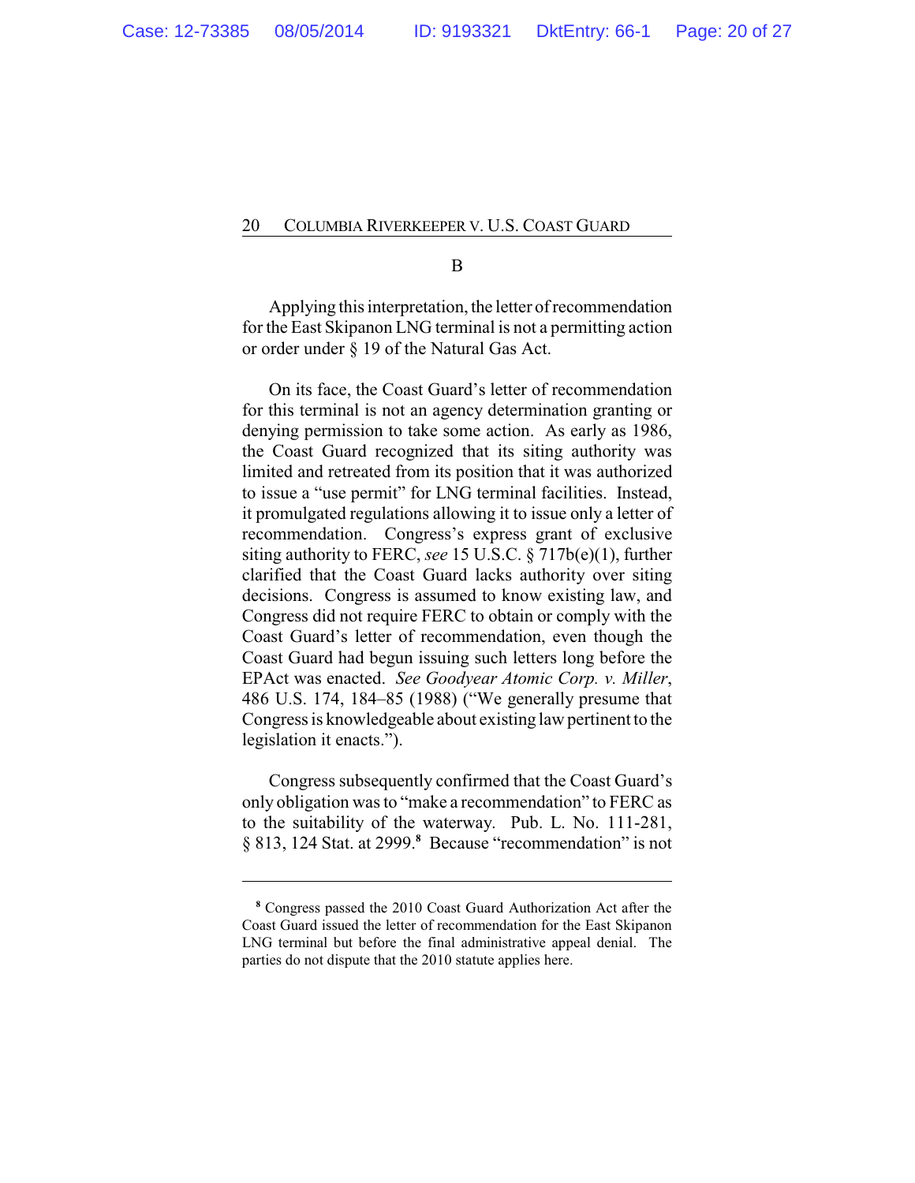B

Applying this interpretation, the letter of recommendation for the East Skipanon LNG terminal is not a permitting action or order under § 19 of the Natural Gas Act.

On its face, the Coast Guard's letter of recommendation for this terminal is not an agency determination granting or denying permission to take some action. As early as 1986, the Coast Guard recognized that its siting authority was limited and retreated from its position that it was authorized to issue a "use permit" for LNG terminal facilities. Instead, it promulgated regulations allowing it to issue only a letter of recommendation. Congress's express grant of exclusive siting authority to FERC, *see* 15 U.S.C. § 717b(e)(1), further clarified that the Coast Guard lacks authority over siting decisions. Congress is assumed to know existing law, and Congress did not require FERC to obtain or comply with the Coast Guard's letter of recommendation, even though the Coast Guard had begun issuing such letters long before the EPAct was enacted. *See Goodyear Atomic Corp. v. Miller*, 486 U.S. 174, 184–85 (1988) ("We generally presume that Congress is knowledgeable about existing law pertinent to the legislation it enacts.").

Congress subsequently confirmed that the Coast Guard's only obligation was to "make a recommendation" to FERC as to the suitability of the waterway. Pub. L. No. 111-281, § 813, 124 Stat. at 2999.[8] Because "recommendation" is not

---

[8] Congress passed the 2010 Coast Guard Authorization Act after the Coast Guard issued the letter of recommendation for the East Skipanon LNG terminal but before the final administrative appeal denial. The parties do not dispute that the 2010 statute applies here.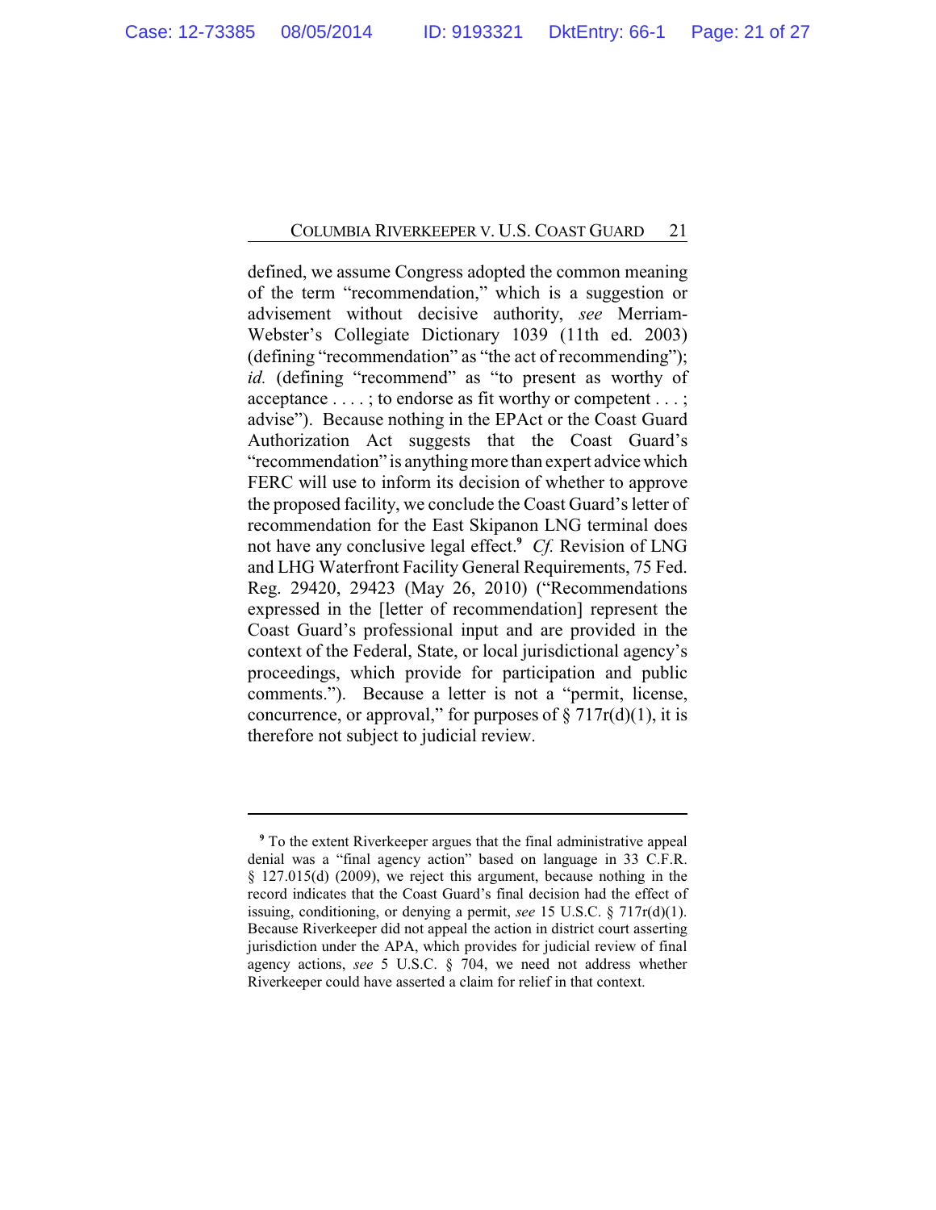defined, we assume Congress adopted the common meaning of the term "recommendation," which is a suggestion or advisement without decisive authority, *see* Merriam-Webster's Collegiate Dictionary 1039 (11th ed. 2003) (defining "recommendation" as "the act of recommending"); *id.* (defining "recommend" as "to present as worthy of acceptance . . . . ; to endorse as fit worthy or competent . . . ; advise"). Because nothing in the EPAct or the Coast Guard Authorization Act suggests that the Coast Guard's "recommendation" is anything more than expert advice which FERC will use to inform its decision of whether to approve the proposed facility, we conclude the Coast Guard's letter of recommendation for the East Skipanon LNG terminal does not have any conclusive legal effect.[9] *Cf.* Revision of LNG and LHG Waterfront Facility General Requirements, 75 Fed. Reg. 29420, 29423 (May 26, 2010) ("Recommendations expressed in the [letter of recommendation] represent the Coast Guard's professional input and are provided in the context of the Federal, State, or local jurisdictional agency's proceedings, which provide for participation and public comments."). Because a letter is not a "permit, license, concurrence, or approval," for purposes of § 717r(d)(1), it is therefore not subject to judicial review.

---

[9] To the extent Riverkeeper argues that the final administrative appeal denial was a "final agency action" based on language in 33 C.F.R. § 127.015(d) (2009), we reject this argument, because nothing in the record indicates that the Coast Guard's final decision had the effect of issuing, conditioning, or denying a permit, *see* 15 U.S.C. § 717r(d)(1). Because Riverkeeper did not appeal the action in district court asserting jurisdiction under the APA, which provides for judicial review of final agency actions, *see* 5 U.S.C. § 704, we need not address whether Riverkeeper could have asserted a claim for relief in that context.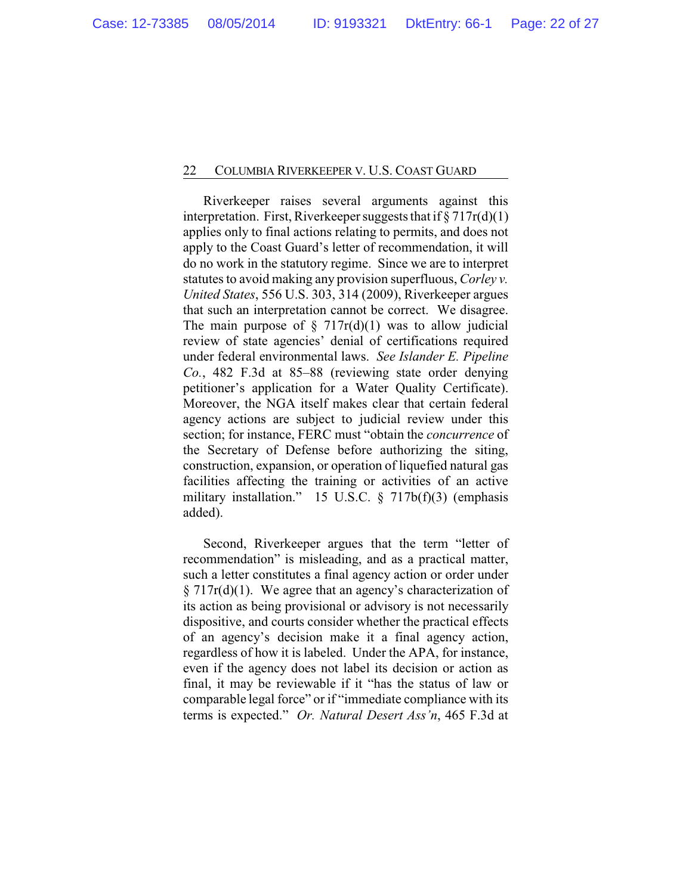Riverkeeper raises several arguments against this interpretation. First, Riverkeeper suggests that if § 717r(d)(1) applies only to final actions relating to permits, and does not apply to the Coast Guard's letter of recommendation, it will do no work in the statutory regime. Since we are to interpret statutes to avoid making any provision superfluous, *Corley v. United States*, 556 U.S. 303, 314 (2009), Riverkeeper argues that such an interpretation cannot be correct. We disagree. The main purpose of § 717r(d)(1) was to allow judicial review of state agencies' denial of certifications required under federal environmental laws. *See Islander E. Pipeline Co.*, 482 F.3d at 85–88 (reviewing state order denying petitioner's application for a Water Quality Certificate). Moreover, the NGA itself makes clear that certain federal agency actions are subject to judicial review under this section; for instance, FERC must "obtain the *concurrence* of the Secretary of Defense before authorizing the siting, construction, expansion, or operation of liquefied natural gas facilities affecting the training or activities of an active military installation." 15 U.S.C. § 717b(f)(3) (emphasis added).

Second, Riverkeeper argues that the term "letter of recommendation" is misleading, and as a practical matter, such a letter constitutes a final agency action or order under § 717r(d)(1). We agree that an agency's characterization of its action as being provisional or advisory is not necessarily dispositive, and courts consider whether the practical effects of an agency's decision make it a final agency action, regardless of how it is labeled. Under the APA, for instance, even if the agency does not label its decision or action as final, it may be reviewable if it "has the status of law or comparable legal force" or if "immediate compliance with its terms is expected." *Or. Natural Desert Ass'n*, 465 F.3d at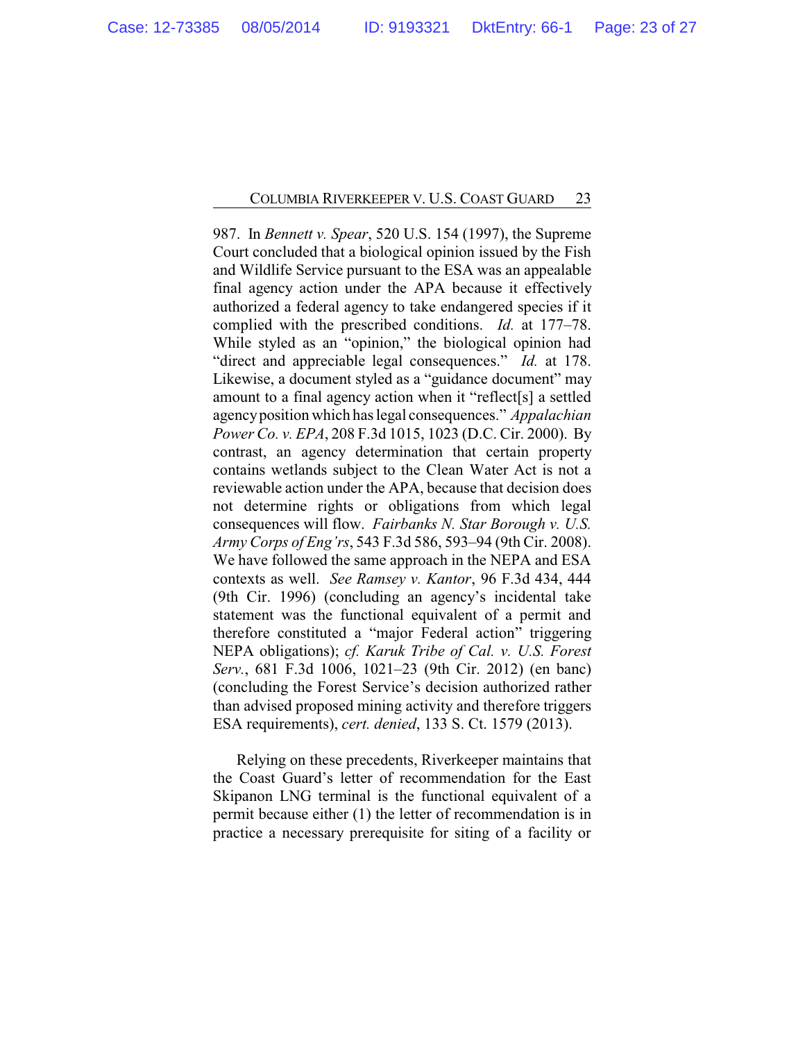987. In *Bennett v. Spear*, 520 U.S. 154 (1997), the Supreme Court concluded that a biological opinion issued by the Fish and Wildlife Service pursuant to the ESA was an appealable final agency action under the APA because it effectively authorized a federal agency to take endangered species if it complied with the prescribed conditions. *Id.* at 177–78. While styled as an "opinion," the biological opinion had "direct and appreciable legal consequences." *Id.* at 178. Likewise, a document styled as a "guidance document" may amount to a final agency action when it "reflect[s] a settled agency position which has legal consequences." *Appalachian Power Co. v. EPA*, 208 F.3d 1015, 1023 (D.C. Cir. 2000). By contrast, an agency determination that certain property contains wetlands subject to the Clean Water Act is not a reviewable action under the APA, because that decision does not determine rights or obligations from which legal consequences will flow. *Fairbanks N. Star Borough v. U.S. Army Corps of Eng'rs*, 543 F.3d 586, 593–94 (9th Cir. 2008). We have followed the same approach in the NEPA and ESA contexts as well. *See Ramsey v. Kantor*, 96 F.3d 434, 444 (9th Cir. 1996) (concluding an agency's incidental take statement was the functional equivalent of a permit and therefore constituted a "major Federal action" triggering NEPA obligations); *cf. Karuk Tribe of Cal. v. U.S. Forest Serv.*, 681 F.3d 1006, 1021–23 (9th Cir. 2012) (en banc) (concluding the Forest Service's decision authorized rather than advised proposed mining activity and therefore triggers ESA requirements), *cert. denied*, 133 S. Ct. 1579 (2013).

Relying on these precedents, Riverkeeper maintains that the Coast Guard's letter of recommendation for the East Skipanon LNG terminal is the functional equivalent of a permit because either (1) the letter of recommendation is in practice a necessary prerequisite for siting of a facility or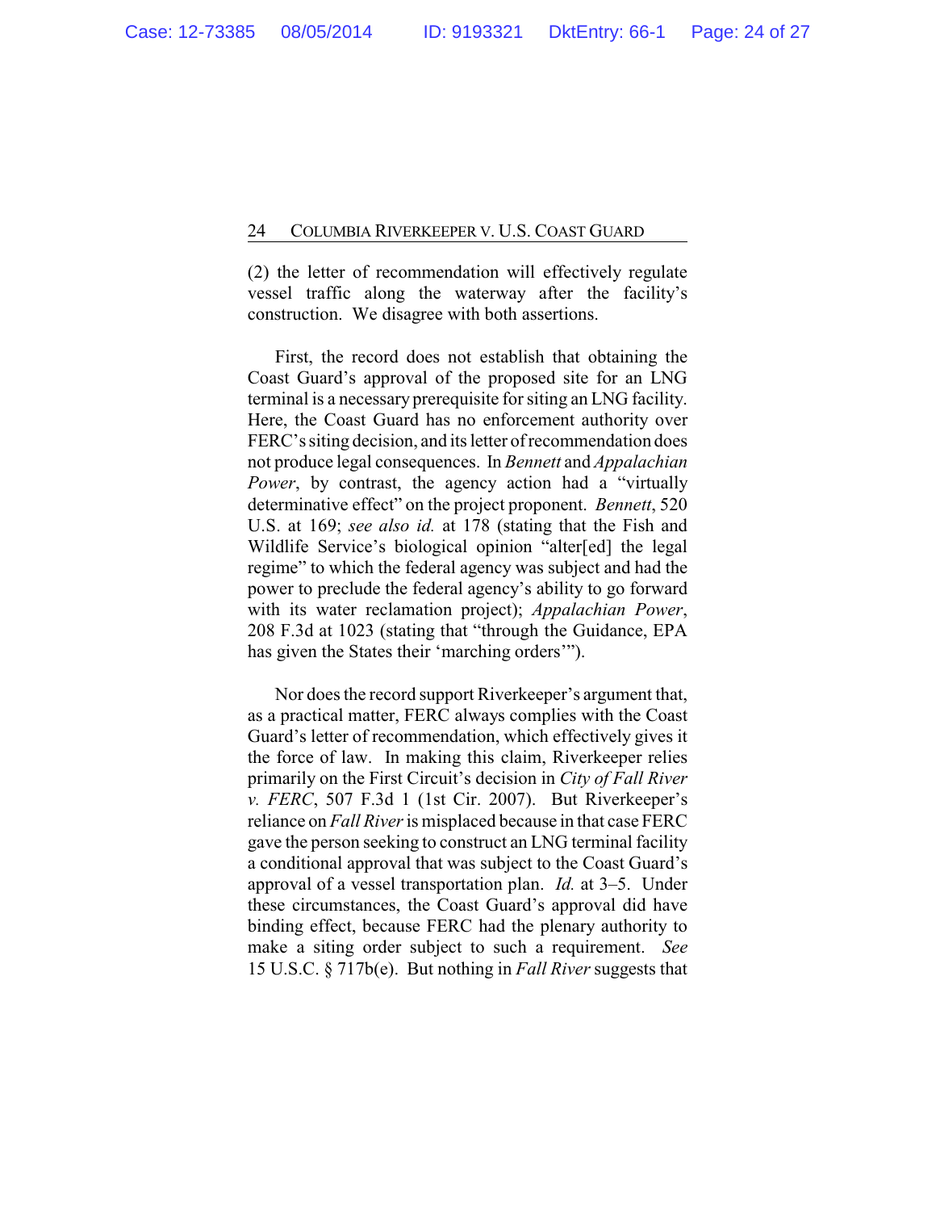(2) the letter of recommendation will effectively regulate vessel traffic along the waterway after the facility's construction. We disagree with both assertions.

First, the record does not establish that obtaining the Coast Guard's approval of the proposed site for an LNG terminal is a necessary prerequisite for siting an LNG facility. Here, the Coast Guard has no enforcement authority over FERC's siting decision, and its letter of recommendation does not produce legal consequences. In *Bennett* and *Appalachian Power*, by contrast, the agency action had a "virtually determinative effect" on the project proponent. *Bennett*, 520 U.S. at 169; *see also id.* at 178 (stating that the Fish and Wildlife Service's biological opinion "alter[ed] the legal regime" to which the federal agency was subject and had the power to preclude the federal agency's ability to go forward with its water reclamation project); *Appalachian Power*, 208 F.3d at 1023 (stating that "through the Guidance, EPA has given the States their 'marching orders'").

Nor does the record support Riverkeeper's argument that, as a practical matter, FERC always complies with the Coast Guard's letter of recommendation, which effectively gives it the force of law. In making this claim, Riverkeeper relies primarily on the First Circuit's decision in *City of Fall River v. FERC*, 507 F.3d 1 (1st Cir. 2007). But Riverkeeper's reliance on *Fall River* is misplaced because in that case FERC gave the person seeking to construct an LNG terminal facility a conditional approval that was subject to the Coast Guard's approval of a vessel transportation plan. *Id.* at 3–5. Under these circumstances, the Coast Guard's approval did have binding effect, because FERC had the plenary authority to make a siting order subject to such a requirement. *See* 15 U.S.C. § 717b(e). But nothing in *Fall River* suggests that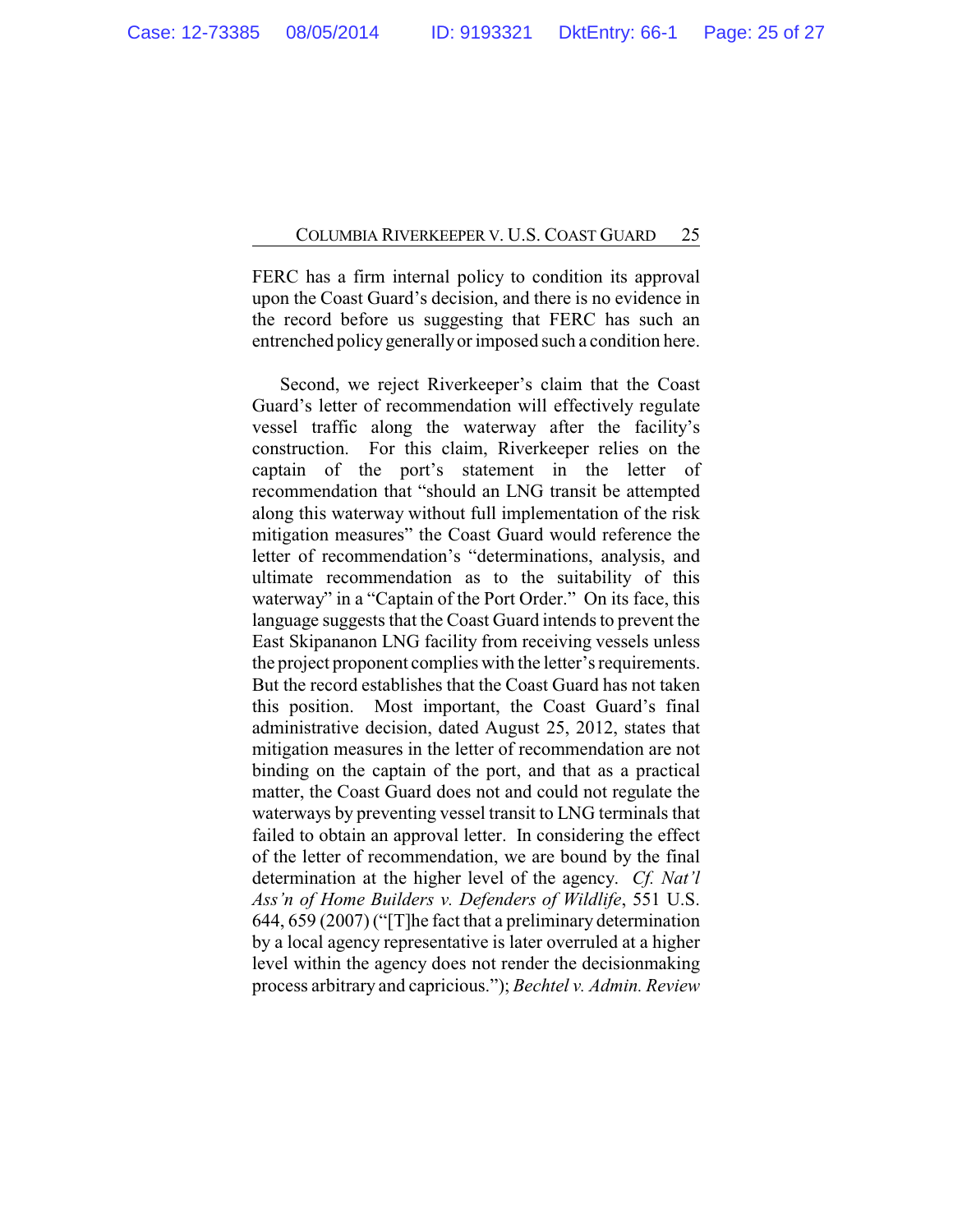FERC has a firm internal policy to condition its approval upon the Coast Guard's decision, and there is no evidence in the record before us suggesting that FERC has such an entrenched policy generally or imposed such a condition here.

Second, we reject Riverkeeper's claim that the Coast Guard's letter of recommendation will effectively regulate vessel traffic along the waterway after the facility's construction. For this claim, Riverkeeper relies on the captain of the port's statement in the letter of recommendation that "should an LNG transit be attempted along this waterway without full implementation of the risk mitigation measures" the Coast Guard would reference the letter of recommendation's "determinations, analysis, and ultimate recommendation as to the suitability of this waterway" in a "Captain of the Port Order." On its face, this language suggests that the Coast Guard intends to prevent the East Skipananon LNG facility from receiving vessels unless the project proponent complies with the letter's requirements. But the record establishes that the Coast Guard has not taken this position. Most important, the Coast Guard's final administrative decision, dated August 25, 2012, states that mitigation measures in the letter of recommendation are not binding on the captain of the port, and that as a practical matter, the Coast Guard does not and could not regulate the waterways by preventing vessel transit to LNG terminals that failed to obtain an approval letter. In considering the effect of the letter of recommendation, we are bound by the final determination at the higher level of the agency. *Cf. Nat'l Ass'n of Home Builders v. Defenders of Wildlife*, 551 U.S. 644, 659 (2007) ("[T]he fact that a preliminary determination by a local agency representative is later overruled at a higher level within the agency does not render the decisionmaking process arbitrary and capricious."); *Bechtel v. Admin. Review*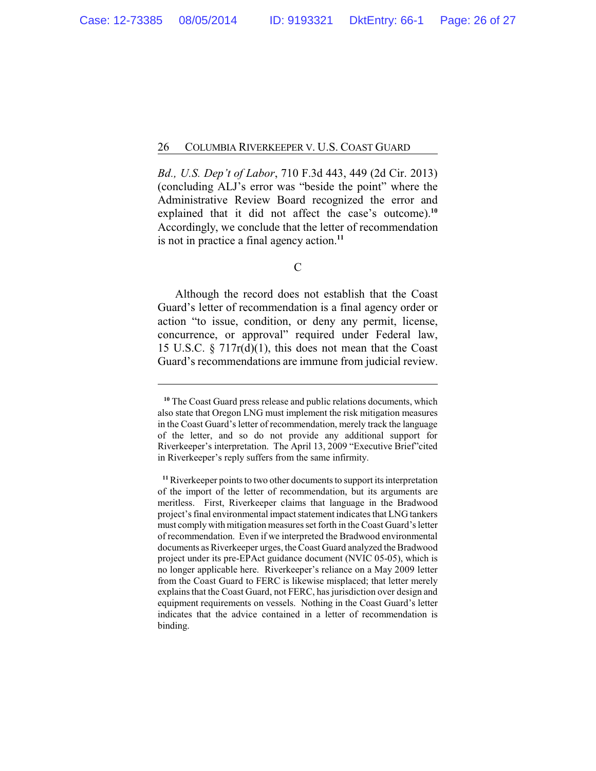*Bd., U.S. Dep't of Labor*, 710 F.3d 443, 449 (2d Cir. 2013) (concluding ALJ's error was "beside the point" where the Administrative Review Board recognized the error and explained that it did not affect the case's outcome).[10] Accordingly, we conclude that the letter of recommendation is not in practice a final agency action.[11]

### C

Although the record does not establish that the Coast Guard's letter of recommendation is a final agency order or action "to issue, condition, or deny any permit, license, concurrence, or approval" required under Federal law, 15 U.S.C. § 717r(d)(1), this does not mean that the Coast Guard's recommendations are immune from judicial review.

---

[10] The Coast Guard press release and public relations documents, which also state that Oregon LNG must implement the risk mitigation measures in the Coast Guard's letter of recommendation, merely track the language of the letter, and so do not provide any additional support for Riverkeeper's interpretation. The April 13, 2009 "Executive Brief" cited in Riverkeeper's reply suffers from the same infirmity.

[11] Riverkeeper points to two other documents to support its interpretation of the import of the letter of recommendation, but its arguments are meritless. First, Riverkeeper claims that language in the Bradwood project's final environmental impact statement indicates that LNG tankers must comply with mitigation measures set forth in the Coast Guard's letter of recommendation. Even if we interpreted the Bradwood environmental documents as Riverkeeper urges, the Coast Guard analyzed the Bradwood project under its pre-EPAct guidance document (NVIC 05-05), which is no longer applicable here. Riverkeeper's reliance on a May 2009 letter from the Coast Guard to FERC is likewise misplaced; that letter merely explains that the Coast Guard, not FERC, has jurisdiction over design and equipment requirements on vessels. Nothing in the Coast Guard's letter indicates that the advice contained in a letter of recommendation is binding.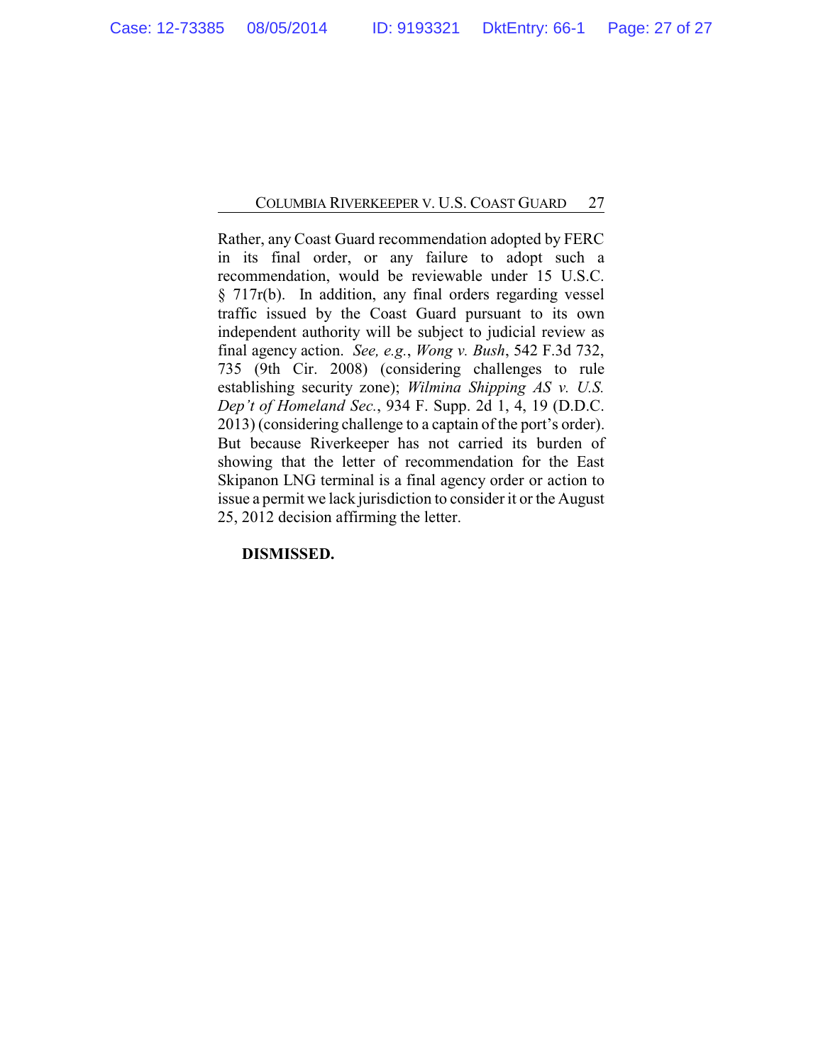Rather, any Coast Guard recommendation adopted by FERC in its final order, or any failure to adopt such a recommendation, would be reviewable under 15 U.S.C. § 717r(b). In addition, any final orders regarding vessel traffic issued by the Coast Guard pursuant to its own independent authority will be subject to judicial review as final agency action. *See, e.g.*, *Wong v. Bush*, 542 F.3d 732, 735 (9th Cir. 2008) (considering challenges to rule establishing security zone); *Wilmina Shipping AS v. U.S. Dep't of Homeland Sec.*, 934 F. Supp. 2d 1, 4, 19 (D.D.C. 2013) (considering challenge to a captain of the port's order). But because Riverkeeper has not carried its burden of showing that the letter of recommendation for the East Skipanon LNG terminal is a final agency order or action to issue a permit we lack jurisdiction to consider it or the August 25, 2012 decision affirming the letter.

**DISMISSED.**